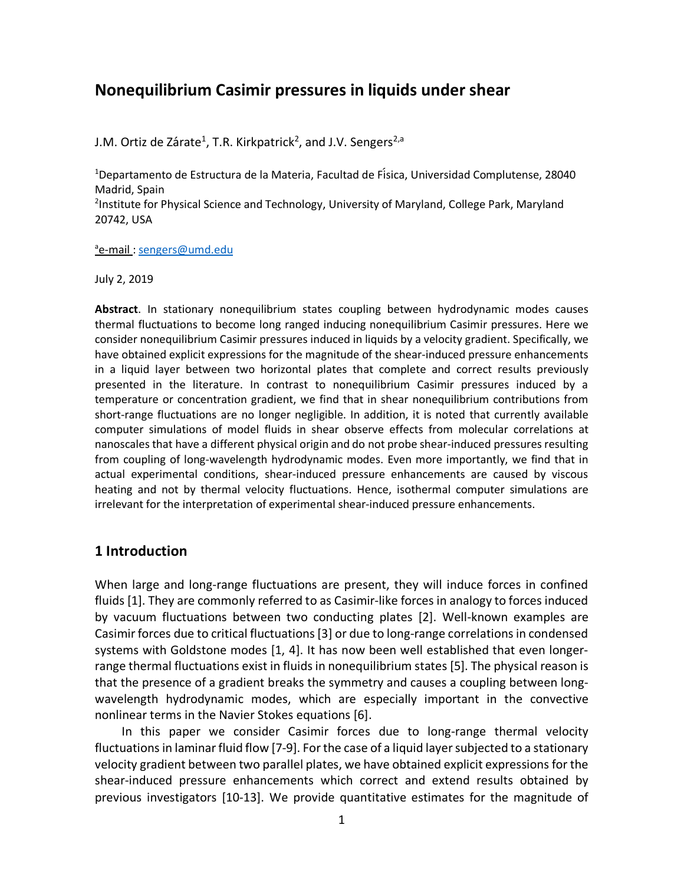# Nonequilibrium Casimir pressures in liquids under shear

J.M. Ortiz de Zárate[1], T.R. Kirkpatrick[2], and J.V. Sengers[2,a]

[1]Departamento de Estructura de la Materia, Facultad de Física, Universidad Complutense, 28040 Madrid, Spain

[2]Institute for Physical Science and Technology, University of Maryland, College Park, Maryland 20742, USA

[a]e-mail : sengers@umd.edu

July 2, 2019

**Abstract**. In stationary nonequilibrium states coupling between hydrodynamic modes causes thermal fluctuations to become long ranged inducing nonequilibrium Casimir pressures. Here we consider nonequilibrium Casimir pressures induced in liquids by a velocity gradient. Specifically, we have obtained explicit expressions for the magnitude of the shear-induced pressure enhancements in a liquid layer between two horizontal plates that complete and correct results previously presented in the literature. In contrast to nonequilibrium Casimir pressures induced by a temperature or concentration gradient, we find that in shear nonequilibrium contributions from short-range fluctuations are no longer negligible. In addition, it is noted that currently available computer simulations of model fluids in shear observe effects from molecular correlations at nanoscales that have a different physical origin and do not probe shear-induced pressures resulting from coupling of long-wavelength hydrodynamic modes. Even more importantly, we find that in actual experimental conditions, shear-induced pressure enhancements are caused by viscous heating and not by thermal velocity fluctuations. Hence, isothermal computer simulations are irrelevant for the interpretation of experimental shear-induced pressure enhancements.

## 1 Introduction

When large and long-range fluctuations are present, they will induce forces in confined fluids [1]. They are commonly referred to as Casimir-like forces in analogy to forces induced by vacuum fluctuations between two conducting plates [2]. Well-known examples are Casimir forces due to critical fluctuations [3] or due to long-range correlations in condensed systems with Goldstone modes [1, 4]. It has now been well established that even longer-range thermal fluctuations exist in fluids in nonequilibrium states [5]. The physical reason is that the presence of a gradient breaks the symmetry and causes a coupling between long-wavelength hydrodynamic modes, which are especially important in the convective nonlinear terms in the Navier Stokes equations [6].

In this paper we consider Casimir forces due to long-range thermal velocity fluctuations in laminar fluid flow [7-9]. For the case of a liquid layer subjected to a stationary velocity gradient between two parallel plates, we have obtained explicit expressions for the shear-induced pressure enhancements which correct and extend results obtained by previous investigators [10-13]. We provide quantitative estimates for the magnitude of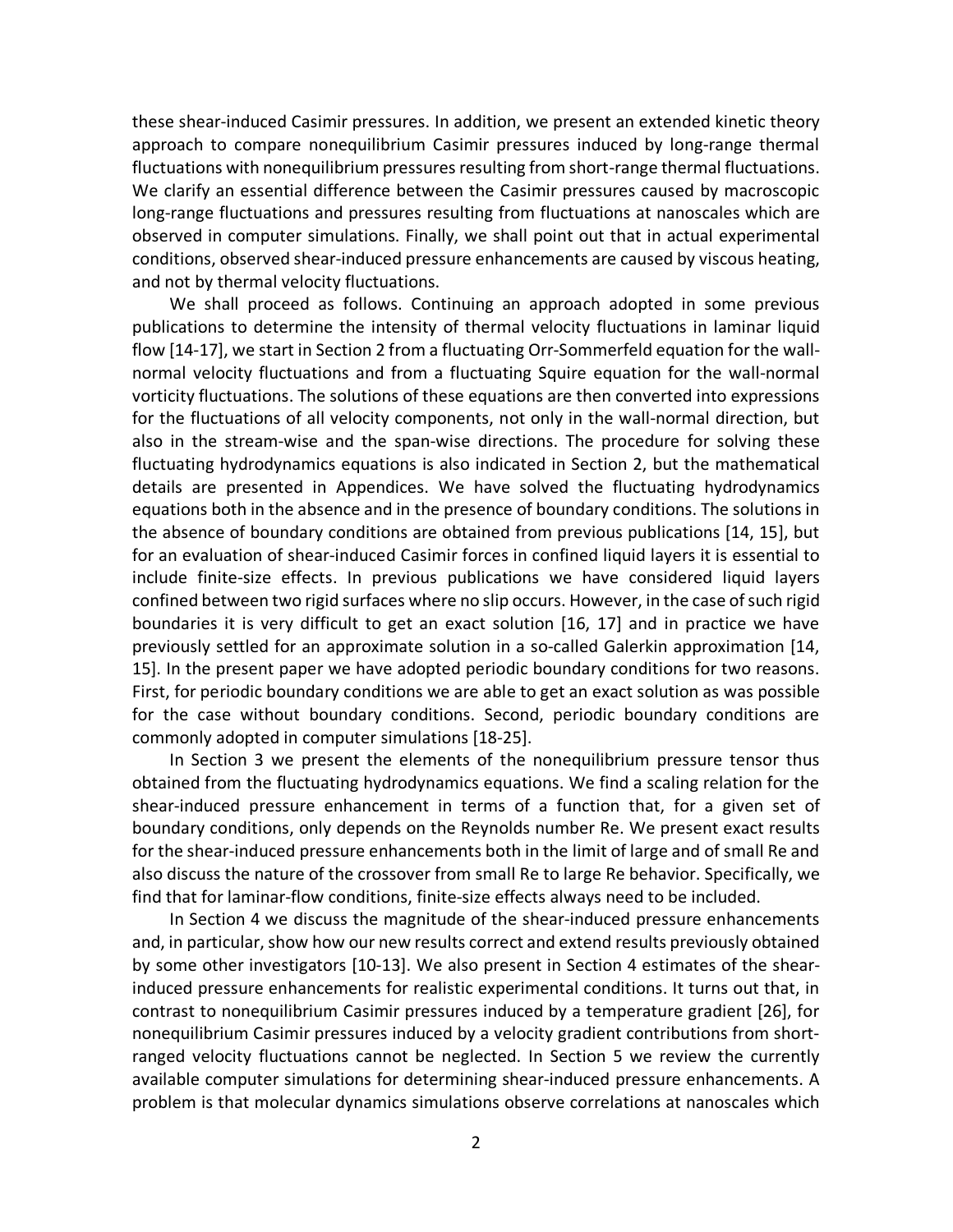these shear-induced Casimir pressures. In addition, we present an extended kinetic theory approach to compare nonequilibrium Casimir pressures induced by long-range thermal fluctuations with nonequilibrium pressures resulting from short-range thermal fluctuations. We clarify an essential difference between the Casimir pressures caused by macroscopic long-range fluctuations and pressures resulting from fluctuations at nanoscales which are observed in computer simulations. Finally, we shall point out that in actual experimental conditions, observed shear-induced pressure enhancements are caused by viscous heating, and not by thermal velocity fluctuations.

We shall proceed as follows. Continuing an approach adopted in some previous publications to determine the intensity of thermal velocity fluctuations in laminar liquid flow [14-17], we start in Section 2 from a fluctuating Orr-Sommerfeld equation for the wall-normal velocity fluctuations and from a fluctuating Squire equation for the wall-normal vorticity fluctuations. The solutions of these equations are then converted into expressions for the fluctuations of all velocity components, not only in the wall-normal direction, but also in the stream-wise and the span-wise directions. The procedure for solving these fluctuating hydrodynamics equations is also indicated in Section 2, but the mathematical details are presented in Appendices. We have solved the fluctuating hydrodynamics equations both in the absence and in the presence of boundary conditions. The solutions in the absence of boundary conditions are obtained from previous publications [14, 15], but for an evaluation of shear-induced Casimir forces in confined liquid layers it is essential to include finite-size effects. In previous publications we have considered liquid layers confined between two rigid surfaces where no slip occurs. However, in the case of such rigid boundaries it is very difficult to get an exact solution [16, 17] and in practice we have previously settled for an approximate solution in a so-called Galerkin approximation [14, 15]. In the present paper we have adopted periodic boundary conditions for two reasons. First, for periodic boundary conditions we are able to get an exact solution as was possible for the case without boundary conditions. Second, periodic boundary conditions are commonly adopted in computer simulations [18-25].

In Section 3 we present the elements of the nonequilibrium pressure tensor thus obtained from the fluctuating hydrodynamics equations. We find a scaling relation for the shear-induced pressure enhancement in terms of a function that, for a given set of boundary conditions, only depends on the Reynolds number Re. We present exact results for the shear-induced pressure enhancements both in the limit of large and of small Re and also discuss the nature of the crossover from small Re to large Re behavior. Specifically, we find that for laminar-flow conditions, finite-size effects always need to be included.

In Section 4 we discuss the magnitude of the shear-induced pressure enhancements and, in particular, show how our new results correct and extend results previously obtained by some other investigators [10-13]. We also present in Section 4 estimates of the shear-induced pressure enhancements for realistic experimental conditions. It turns out that, in contrast to nonequilibrium Casimir pressures induced by a temperature gradient [26], for nonequilibrium Casimir pressures induced by a velocity gradient contributions from short-ranged velocity fluctuations cannot be neglected. In Section 5 we review the currently available computer simulations for determining shear-induced pressure enhancements. A problem is that molecular dynamics simulations observe correlations at nanoscales which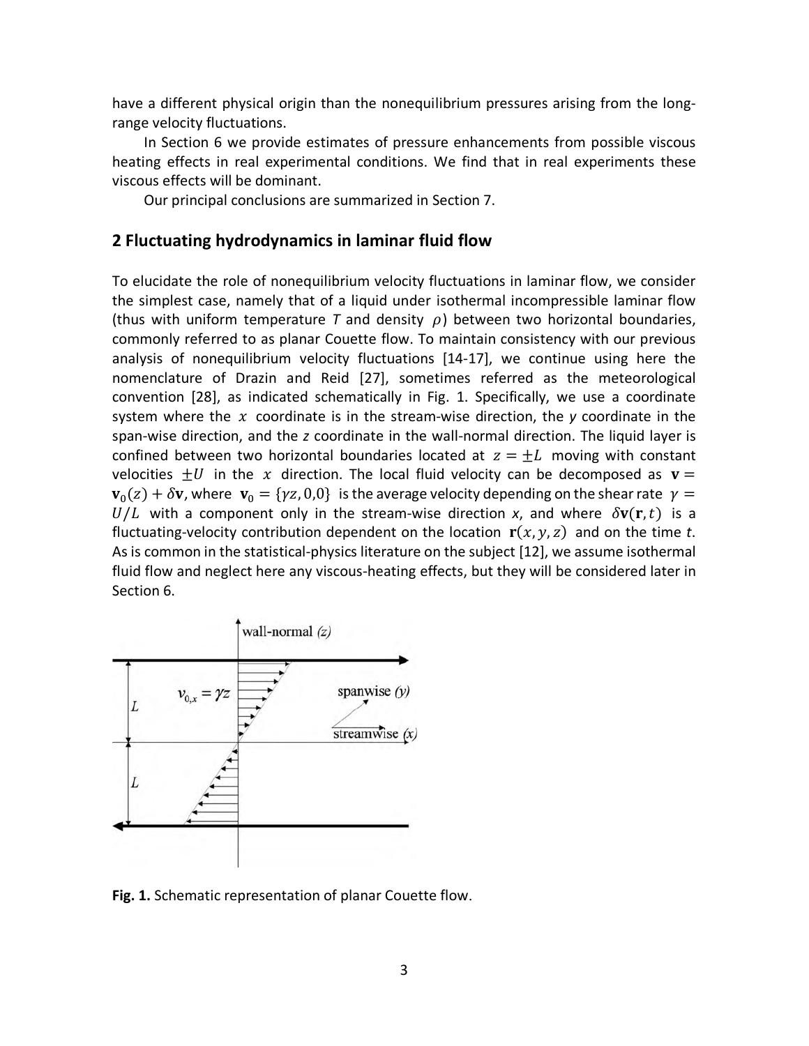have a different physical origin than the nonequilibrium pressures arising from the long-range velocity fluctuations.

In Section 6 we provide estimates of pressure enhancements from possible viscous heating effects in real experimental conditions. We find that in real experiments these viscous effects will be dominant.

Our principal conclusions are summarized in Section 7.

## 2 Fluctuating hydrodynamics in laminar fluid flow

To elucidate the role of nonequilibrium velocity fluctuations in laminar flow, we consider the simplest case, namely that of a liquid under isothermal incompressible laminar flow (thus with uniform temperature $T$ and density $\rho$) between two horizontal boundaries, commonly referred to as planar Couette flow. To maintain consistency with our previous analysis of nonequilibrium velocity fluctuations [14-17], we continue using here the nomenclature of Drazin and Reid [27], sometimes referred as the meteorological convention [28], as indicated schematically in Fig. 1. Specifically, we use a coordinate system where the $x$ coordinate is in the stream-wise direction, the $y$ coordinate in the span-wise direction, and the $z$ coordinate in the wall-normal direction. The liquid layer is confined between two horizontal boundaries located at $z = \pm L$ moving with constant velocities $\pm U$ in the $x$ direction. The local fluid velocity can be decomposed as $\mathbf{v} = \mathbf{v}_0(z) + \delta\mathbf{v}$, where $\mathbf{v}_0 = \{\gamma z, 0, 0\}$ is the average velocity depending on the shear rate $\gamma = U/L$ with a component only in the stream-wise direction $x$, and where $\delta\mathbf{v}(\mathbf{r}, t)$ is a fluctuating-velocity contribution dependent on the location $\mathbf{r}(x, y, z)$ and on the time $t$. As is common in the statistical-physics literature on the subject [12], we assume isothermal fluid flow and neglect here any viscous-heating effects, but they will be considered later in Section 6.

**Fig. 1.** Schematic representation of planar Couette flow.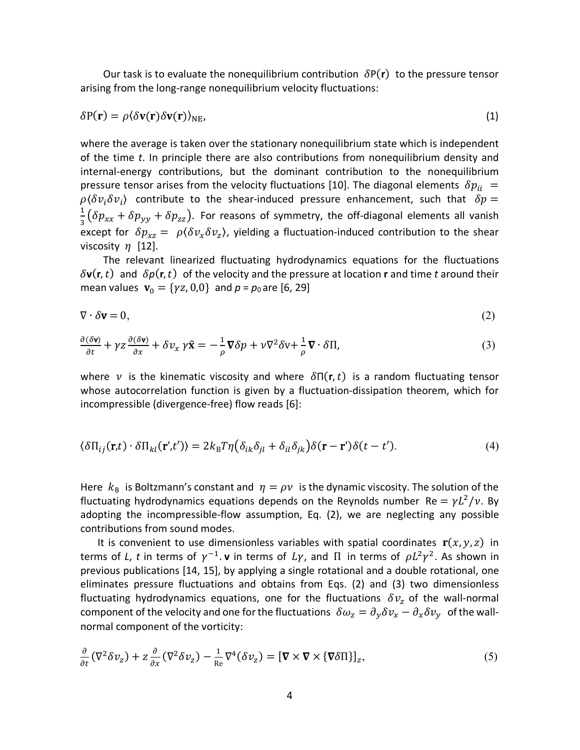Our task is to evaluate the nonequilibrium contribution $\delta\mathrm{P}(\mathbf{r})$ to the pressure tensor arising from the long-range nonequilibrium velocity fluctuations:

$$\delta\mathrm{P}(\mathbf{r}) = \rho\langle\delta\mathbf{v}(\mathbf{r})\delta\mathbf{v}(\mathbf{r})\rangle_{\mathrm{NE}}, \tag{1}$$

where the average is taken over the stationary nonequilibrium state which is independent of the time *t*. In principle there are also contributions from nonequilibrium density and internal-energy contributions, but the dominant contribution to the nonequilibrium pressure tensor arises from the velocity fluctuations [10]. The diagonal elements $\delta p_{ii} = \rho\langle\delta v_i \delta v_i\rangle$ contribute to the shear-induced pressure enhancement, such that $\delta p = \frac{1}{3}(\delta p_{xx} + \delta p_{yy} + \delta p_{zz})$. For reasons of symmetry, the off-diagonal elements all vanish except for $\delta p_{xz} = \rho\langle\delta v_x \delta v_z\rangle$, yielding a fluctuation-induced contribution to the shear viscosity $\eta$ [12].

The relevant linearized fluctuating hydrodynamics equations for the fluctuations $\delta\mathbf{v}(\mathbf{r},t)$ and $\delta p(\mathbf{r},t)$ of the velocity and the pressure at location **r** and time *t* around their mean values $\mathbf{v}_0 = \{\gamma z, 0, 0\}$ and $p = p_0$ are [6, 29]

$$\nabla \cdot \delta\mathbf{v} = 0, \tag{2}$$

$$\frac{\partial(\delta\mathbf{v})}{\partial t} + \gamma z\frac{\partial(\delta\mathbf{v})}{\partial x} + \delta v_x\,\gamma\hat{\mathbf{x}} = -\frac{1}{\rho}\boldsymbol{\nabla}\delta p + \nu\nabla^2\delta\mathrm{v} + \frac{1}{\rho}\boldsymbol{\nabla}\cdot\delta\Pi, \tag{3}$$

where $\nu$ is the kinematic viscosity and where $\delta\Pi(\mathbf{r},t)$ is a random fluctuating tensor whose autocorrelation function is given by a fluctuation-dissipation theorem, which for incompressible (divergence-free) flow reads [6]:

$$\langle\delta\Pi_{ij}(\mathbf{r},t)\cdot\delta\Pi_{kl}(\mathbf{r}',t')\rangle = 2k_{\mathrm{B}}T\eta\left(\delta_{ik}\delta_{jl} + \delta_{il}\delta_{jk}\right)\delta(\mathbf{r}-\mathbf{r}')\delta(t-t'). \tag{4}$$

Here $k_{\mathrm{B}}$ is Boltzmann's constant and $\eta = \rho\nu$ is the dynamic viscosity. The solution of the fluctuating hydrodynamics equations depends on the Reynolds number $\mathrm{Re} = \gamma L^2/\nu$. By adopting the incompressible-flow assumption, Eq. (2), we are neglecting any possible contributions from sound modes.

It is convenient to use dimensionless variables with spatial coordinates $\mathbf{r}(x,y,z)$ in terms of *L*, *t* in terms of $\gamma^{-1}$. **v** in terms of $L\gamma$, and $\Pi$ in terms of $\rho L^2\gamma^2$. As shown in previous publications [14, 15], by applying a single rotational and a double rotational, one eliminates pressure fluctuations and obtains from Eqs. (2) and (3) two dimensionless fluctuating hydrodynamics equations, one for the fluctuations $\delta v_z$ of the wall-normal component of the velocity and one for the fluctuations $\delta\omega_z = \partial_y\delta v_x - \partial_x\delta v_y$ of the wall-normal component of the vorticity:

$$\frac{\partial}{\partial t}(\nabla^2\delta v_z) + z\frac{\partial}{\partial x}(\nabla^2\delta v_z) - \frac{1}{\mathrm{Re}}\nabla^4(\delta v_z) = [\boldsymbol{\nabla}\times\boldsymbol{\nabla}\times\{\boldsymbol{\nabla}\delta\Pi\}]_z, \tag{5}$$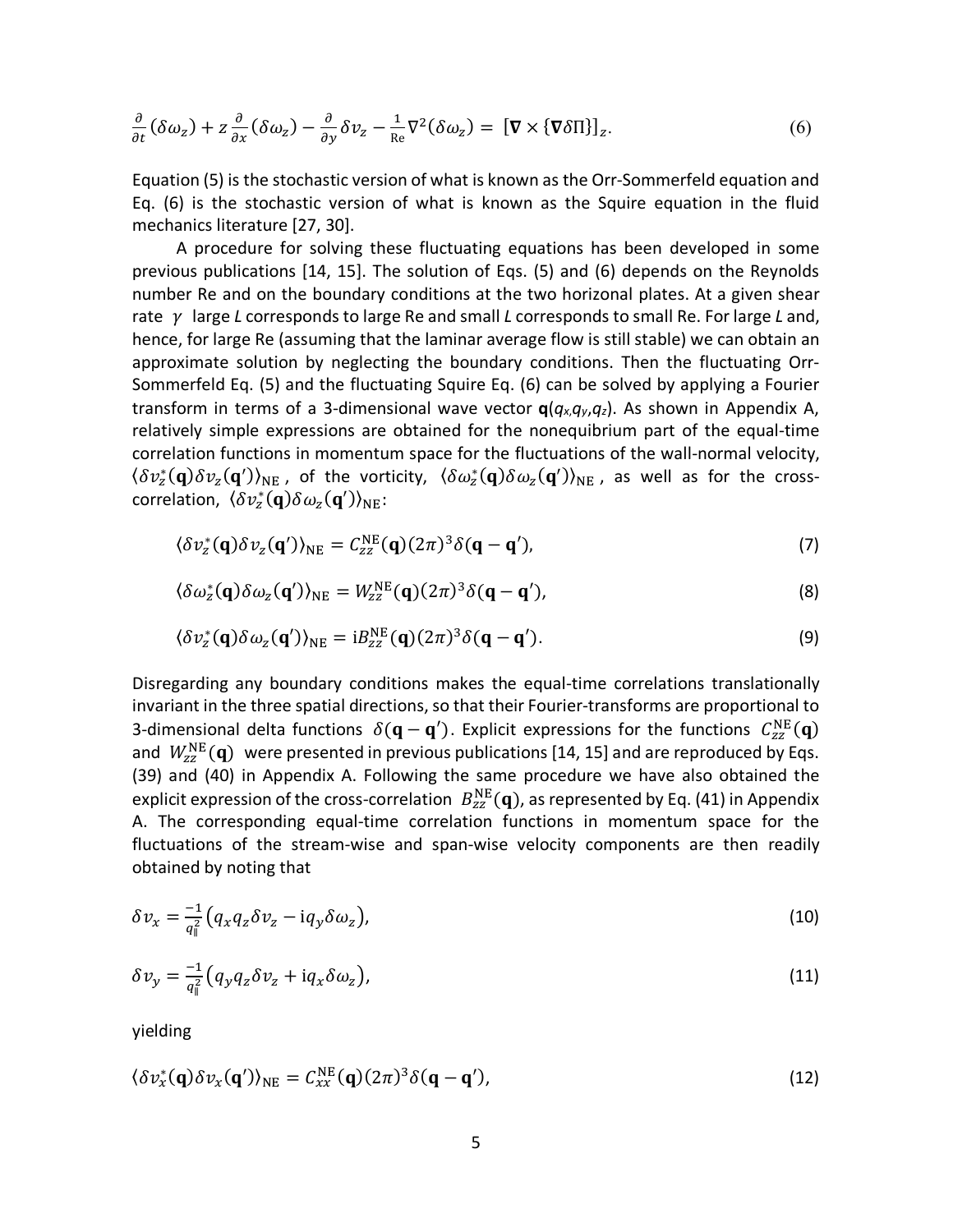$$\frac{\partial}{\partial t}(\delta\omega_z) + z\frac{\partial}{\partial x}(\delta\omega_z) - \frac{\partial}{\partial y}\delta v_z - \frac{1}{\mathrm{Re}}\nabla^2(\delta\omega_z) = [\boldsymbol{\nabla}\times\{\boldsymbol{\nabla}\delta\Pi\}]_z. \tag{6}$$

Equation (5) is the stochastic version of what is known as the Orr-Sommerfeld equation and Eq. (6) is the stochastic version of what is known as the Squire equation in the fluid mechanics literature [27, 30].

A procedure for solving these fluctuating equations has been developed in some previous publications [14, 15]. The solution of Eqs. (5) and (6) depends on the Reynolds number Re and on the boundary conditions at the two horizonal plates. At a given shear rate $\gamma$ large *L* corresponds to large Re and small *L* corresponds to small Re. For large *L* and, hence, for large Re (assuming that the laminar average flow is still stable) we can obtain an approximate solution by neglecting the boundary conditions. Then the fluctuating Orr-Sommerfeld Eq. (5) and the fluctuating Squire Eq. (6) can be solved by applying a Fourier transform in terms of a 3-dimensional wave vector $\mathbf{q}(q_x, q_y, q_z)$. As shown in Appendix A, relatively simple expressions are obtained for the nonequibrium part of the equal-time correlation functions in momentum space for the fluctuations of the wall-normal velocity, $\langle\delta v_z^*(\mathbf{q})\delta v_z(\mathbf{q}')\rangle_{\mathrm{NE}}$, of the vorticity, $\langle\delta\omega_z^*(\mathbf{q})\delta\omega_z(\mathbf{q}')\rangle_{\mathrm{NE}}$, as well as for the cross-correlation, $\langle\delta v_z^*(\mathbf{q})\delta\omega_z(\mathbf{q}')\rangle_{\mathrm{NE}}$:

$$\langle\delta v_z^*(\mathbf{q})\delta v_z(\mathbf{q}')\rangle_{\mathrm{NE}} = C_{zz}^{\mathrm{NE}}(\mathbf{q})(2\pi)^3\delta(\mathbf{q}-\mathbf{q}'), \tag{7}$$

$$\langle\delta\omega_z^*(\mathbf{q})\delta\omega_z(\mathbf{q}')\rangle_{\mathrm{NE}} = W_{zz}^{\mathrm{NE}}(\mathbf{q})(2\pi)^3\delta(\mathbf{q}-\mathbf{q}'), \tag{8}$$

$$\langle\delta v_z^*(\mathbf{q})\delta\omega_z(\mathbf{q}')\rangle_{\mathrm{NE}} = \mathrm{i}B_{zz}^{\mathrm{NE}}(\mathbf{q})(2\pi)^3\delta(\mathbf{q}-\mathbf{q}'). \tag{9}$$

Disregarding any boundary conditions makes the equal-time correlations translationally invariant in the three spatial directions, so that their Fourier-transforms are proportional to 3-dimensional delta functions $\delta(\mathbf{q}-\mathbf{q}')$. Explicit expressions for the functions $C_{zz}^{\mathrm{NE}}(\mathbf{q})$ and $W_{zz}^{\mathrm{NE}}(\mathbf{q})$ were presented in previous publications [14, 15] and are reproduced by Eqs. (39) and (40) in Appendix A. Following the same procedure we have also obtained the explicit expression of the cross-correlation $B_{zz}^{\mathrm{NE}}(\mathbf{q})$, as represented by Eq. (41) in Appendix A. The corresponding equal-time correlation functions in momentum space for the fluctuations of the stream-wise and span-wise velocity components are then readily obtained by noting that

$$\delta v_x = \frac{-1}{q_\parallel^2}\left(q_x q_z \delta v_z - \mathrm{i}q_y\delta\omega_z\right), \tag{10}$$

$$\delta v_y = \frac{-1}{q_\parallel^2}\left(q_y q_z \delta v_z + \mathrm{i}q_x\delta\omega_z\right), \tag{11}$$

yielding

$$\langle\delta v_x^*(\mathbf{q})\delta v_x(\mathbf{q}')\rangle_{\mathrm{NE}} = C_{xx}^{\mathrm{NE}}(\mathbf{q})(2\pi)^3\delta(\mathbf{q}-\mathbf{q}'), \tag{12}$$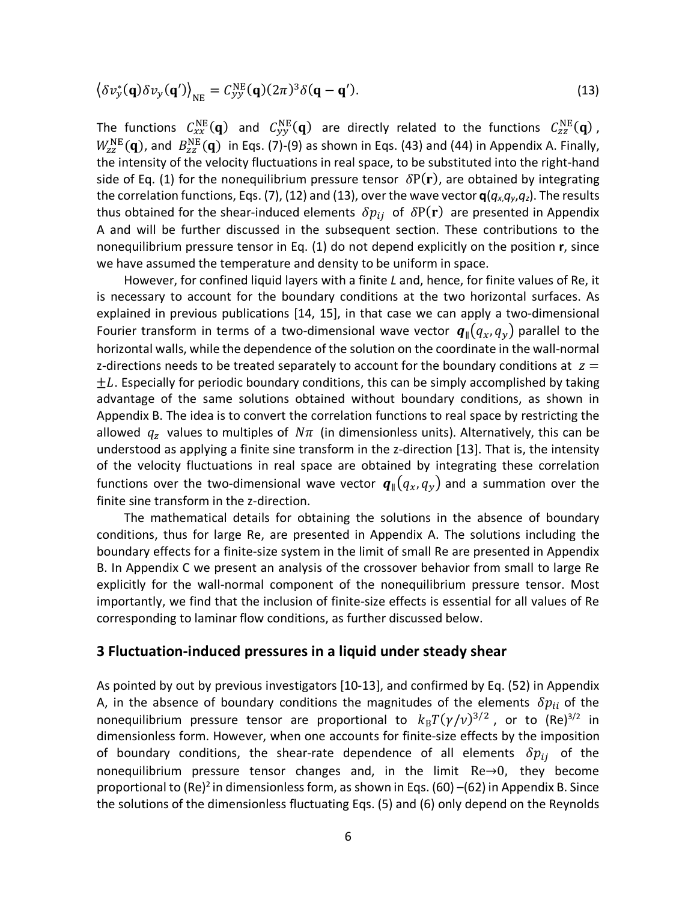$$\left\langle \delta v_y^*(\mathbf{q})\delta v_y(\mathbf{q}')\right\rangle_{\mathrm{NE}} = C_{yy}^{\mathrm{NE}}(\mathbf{q})(2\pi)^3\delta(\mathbf{q}-\mathbf{q}'). \tag{13}$$

The functions $C_{xx}^{\mathrm{NE}}(\mathbf{q})$ and $C_{yy}^{\mathrm{NE}}(\mathbf{q})$ are directly related to the functions $C_{zz}^{\mathrm{NE}}(\mathbf{q})$, $W_{zz}^{\mathrm{NE}}(\mathbf{q})$, and $B_{zz}^{\mathrm{NE}}(\mathbf{q})$ in Eqs. (7)-(9) as shown in Eqs. (43) and (44) in Appendix A. Finally, the intensity of the velocity fluctuations in real space, to be substituted into the right-hand side of Eq. (1) for the nonequilibrium pressure tensor $\delta\mathrm{P}(\mathbf{r})$, are obtained by integrating the correlation functions, Eqs. (7), (12) and (13), over the wave vector $\mathbf{q}(q_x,q_y,q_z)$. The results thus obtained for the shear-induced elements $\delta p_{ij}$ of $\delta\mathrm{P}(\mathbf{r})$ are presented in Appendix A and will be further discussed in the subsequent section. These contributions to the nonequilibrium pressure tensor in Eq. (1) do not depend explicitly on the position $\mathbf{r}$, since we have assumed the temperature and density to be uniform in space.

However, for confined liquid layers with a finite $L$ and, hence, for finite values of Re, it is necessary to account for the boundary conditions at the two horizontal surfaces. As explained in previous publications [14, 15], in that case we can apply a two-dimensional Fourier transform in terms of a two-dimensional wave vector $\boldsymbol{q}_{\parallel}(q_x,q_y)$ parallel to the horizontal walls, while the dependence of the solution on the coordinate in the wall-normal z-directions needs to be treated separately to account for the boundary conditions at $z = \pm L$. Especially for periodic boundary conditions, this can be simply accomplished by taking advantage of the same solutions obtained without boundary conditions, as shown in Appendix B. The idea is to convert the correlation functions to real space by restricting the allowed $q_z$ values to multiples of $N\pi$ (in dimensionless units). Alternatively, this can be understood as applying a finite sine transform in the z-direction [13]. That is, the intensity of the velocity fluctuations in real space are obtained by integrating these correlation functions over the two-dimensional wave vector $\boldsymbol{q}_{\parallel}(q_x,q_y)$ and a summation over the finite sine transform in the z-direction.

The mathematical details for obtaining the solutions in the absence of boundary conditions, thus for large Re, are presented in Appendix A. The solutions including the boundary effects for a finite-size system in the limit of small Re are presented in Appendix B. In Appendix C we present an analysis of the crossover behavior from small to large Re explicitly for the wall-normal component of the nonequilibrium pressure tensor. Most importantly, we find that the inclusion of finite-size effects is essential for all values of Re corresponding to laminar flow conditions, as further discussed below.

## 3 Fluctuation-induced pressures in a liquid under steady shear

As pointed by out by previous investigators [10-13], and confirmed by Eq. (52) in Appendix A, in the absence of boundary conditions the magnitudes of the elements $\delta p_{ii}$ of the nonequilibrium pressure tensor are proportional to $k_{\mathrm{B}}T(\gamma/\nu)^{3/2}$, or to $(\mathrm{Re})^{3/2}$ in dimensionless form. However, when one accounts for finite-size effects by the imposition of boundary conditions, the shear-rate dependence of all elements $\delta p_{ij}$ of the nonequilibrium pressure tensor changes and, in the limit $\mathrm{Re}\rightarrow 0$, they become proportional to $(\mathrm{Re})^2$ in dimensionless form, as shown in Eqs. (60) –(62) in Appendix B. Since the solutions of the dimensionless fluctuating Eqs. (5) and (6) only depend on the Reynolds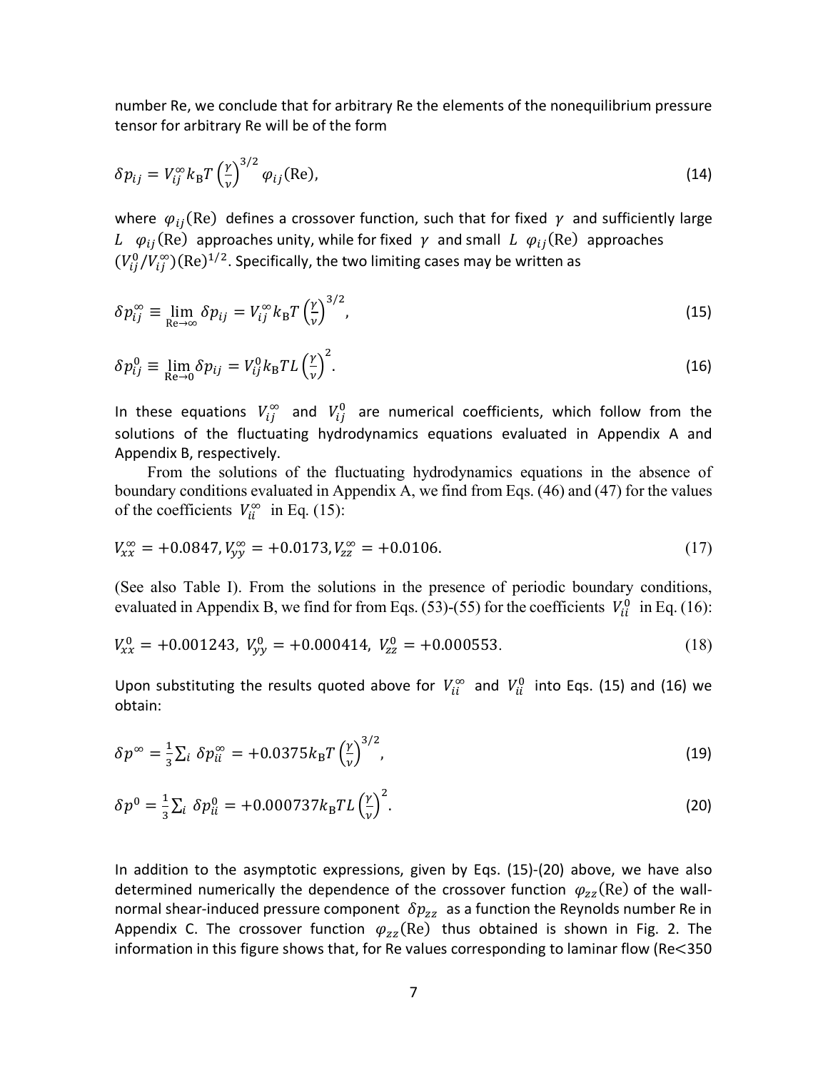number Re, we conclude that for arbitrary Re the elements of the nonequilibrium pressure tensor for arbitrary Re will be of the form

$$\delta p_{ij} = V_{ij}^{\infty} k_{\mathrm{B}} T \left(\frac{\gamma}{\nu}\right)^{3/2} \varphi_{ij}(\mathrm{Re}), \tag{14}$$

where $\varphi_{ij}(\mathrm{Re})$ defines a crossover function, such that for fixed $\gamma$ and sufficiently large $L$ $\varphi_{ij}(\mathrm{Re})$ approaches unity, while for fixed $\gamma$ and small $L$ $\varphi_{ij}(\mathrm{Re})$ approaches $(V_{ij}^{0}/V_{ij}^{\infty})(\mathrm{Re})^{1/2}$. Specifically, the two limiting cases may be written as

$$\delta p_{ij}^{\infty} \equiv \lim_{\mathrm{Re}\to\infty} \delta p_{ij} = V_{ij}^{\infty} k_{\mathrm{B}} T \left(\frac{\gamma}{\nu}\right)^{3/2}, \tag{15}$$

$$\delta p_{ij}^{0} \equiv \lim_{\mathrm{Re}\to 0} \delta p_{ij} = V_{ij}^{0} k_{\mathrm{B}} T L \left(\frac{\gamma}{\nu}\right)^{2}. \tag{16}$$

In these equations $V_{ij}^{\infty}$ and $V_{ij}^{0}$ are numerical coefficients, which follow from the solutions of the fluctuating hydrodynamics equations evaluated in Appendix A and Appendix B, respectively.

From the solutions of the fluctuating hydrodynamics equations in the absence of boundary conditions evaluated in Appendix A, we find from Eqs. (46) and (47) for the values of the coefficients $V_{ii}^{\infty}$ in Eq. (15):

$$V_{xx}^{\infty} = +0.0847, V_{yy}^{\infty} = +0.0173, V_{zz}^{\infty} = +0.0106. \tag{17}$$

(See also Table I). From the solutions in the presence of periodic boundary conditions, evaluated in Appendix B, we find for from Eqs. (53)-(55) for the coefficients $V_{ii}^{0}$ in Eq. (16):

$$V_{xx}^{0} = +0.001243,\ V_{yy}^{0} = +0.000414,\ V_{zz}^{0} = +0.000553. \tag{18}$$

Upon substituting the results quoted above for $V_{ii}^{\infty}$ and $V_{ii}^{0}$ into Eqs. (15) and (16) we obtain:

$$\delta p^{\infty} = \frac{1}{3}\sum_i \delta p_{ii}^{\infty} = +0.0375 k_{\mathrm{B}} T \left(\frac{\gamma}{\nu}\right)^{3/2}, \tag{19}$$

$$\delta p^{0} = \frac{1}{3}\sum_i \delta p_{ii}^{0} = +0.000737 k_{\mathrm{B}} T L \left(\frac{\gamma}{\nu}\right)^{2}. \tag{20}$$

In addition to the asymptotic expressions, given by Eqs. (15)-(20) above, we have also determined numerically the dependence of the crossover function $\varphi_{zz}(\mathrm{Re})$ of the wall-normal shear-induced pressure component $\delta p_{zz}$ as a function the Reynolds number Re in Appendix C. The crossover function $\varphi_{zz}(\mathrm{Re})$ thus obtained is shown in Fig. 2. The information in this figure shows that, for Re values corresponding to laminar flow (Re<350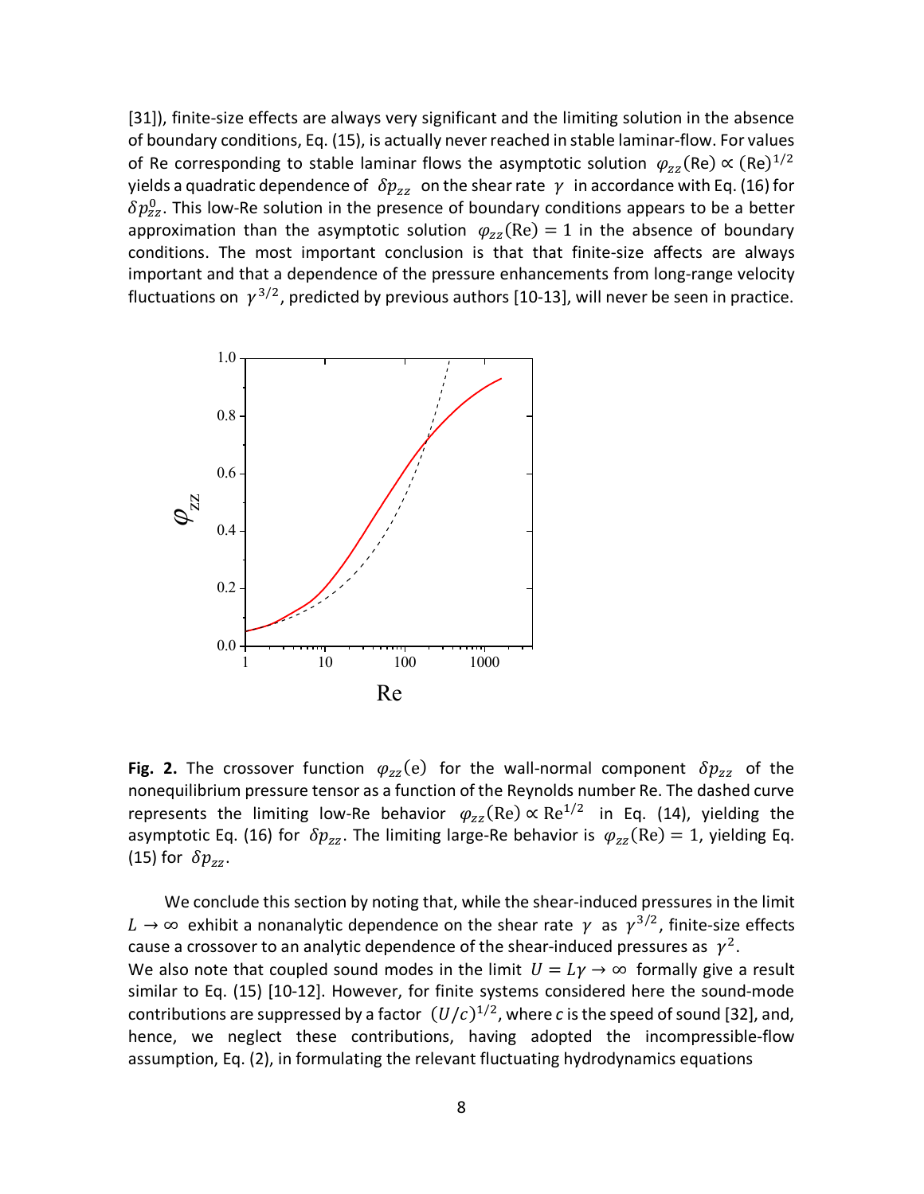[31]), finite-size effects are always very significant and the limiting solution in the absence of boundary conditions, Eq. (15), is actually never reached in stable laminar-flow. For values of Re corresponding to stable laminar flows the asymptotic solution $\varphi_{zz}(\mathrm{Re}) \propto (\mathrm{Re})^{1/2}$ yields a quadratic dependence of $\delta p_{zz}$ on the shear rate $\gamma$ in accordance with Eq. (16) for $\delta p_{zz}^{0}$. This low-Re solution in the presence of boundary conditions appears to be a better approximation than the asymptotic solution $\varphi_{zz}(\mathrm{Re}) = 1$ in the absence of boundary conditions. The most important conclusion is that that finite-size affects are always important and that a dependence of the pressure enhancements from long-range velocity fluctuations on $\gamma^{3/2}$, predicted by previous authors [10-13], will never be seen in practice.

**Fig. 2.** The crossover function $\varphi_{zz}(\mathrm{e})$ for the wall-normal component $\delta p_{zz}$ of the nonequilibrium pressure tensor as a function of the Reynolds number Re. The dashed curve represents the limiting low-Re behavior $\varphi_{zz}(\mathrm{Re}) \propto \mathrm{Re}^{1/2}$ in Eq. (14), yielding the asymptotic Eq. (16) for $\delta p_{zz}$. The limiting large-Re behavior is $\varphi_{zz}(\mathrm{Re}) = 1$, yielding Eq. (15) for $\delta p_{zz}$.

We conclude this section by noting that, while the shear-induced pressures in the limit $L \to \infty$ exhibit a nonanalytic dependence on the shear rate $\gamma$ as $\gamma^{3/2}$, finite-size effects cause a crossover to an analytic dependence of the shear-induced pressures as $\gamma^{2}$.
We also note that coupled sound modes in the limit $U = L\gamma \to \infty$ formally give a result similar to Eq. (15) [10-12]. However, for finite systems considered here the sound-mode contributions are suppressed by a factor $(U/c)^{1/2}$, where *c* is the speed of sound [32], and, hence, we neglect these contributions, having adopted the incompressible-flow assumption, Eq. (2), in formulating the relevant fluctuating hydrodynamics equations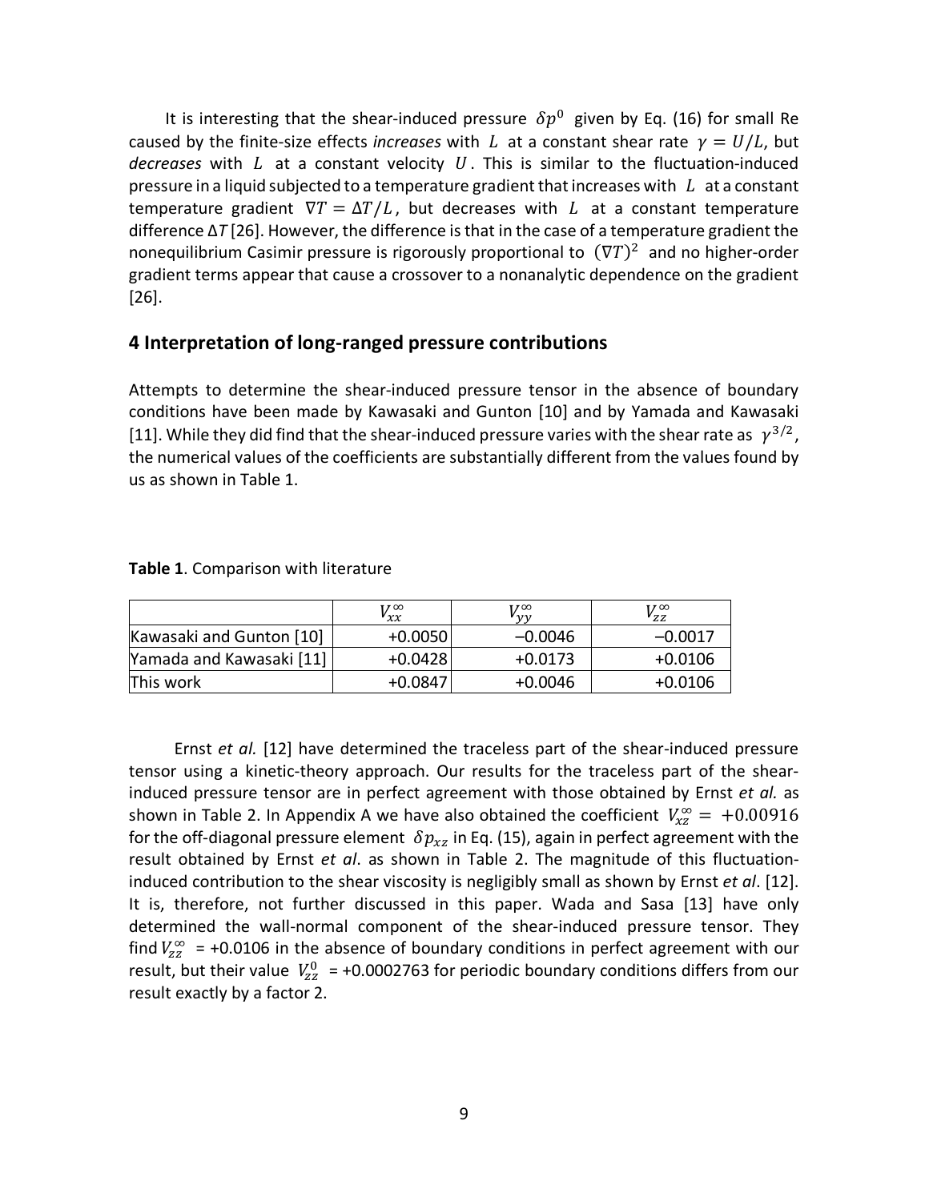It is interesting that the shear-induced pressure $\delta p^0$ given by Eq. (16) for small Re caused by the finite-size effects *increases* with $L$ at a constant shear rate $\gamma = U/L$, but *decreases* with $L$ at a constant velocity $U$. This is similar to the fluctuation-induced pressure in a liquid subjected to a temperature gradient that increases with $L$ at a constant temperature gradient $\nabla T = \Delta T/L$, but decreases with $L$ at a constant temperature difference $\Delta T$ [26]. However, the difference is that in the case of a temperature gradient the nonequilibrium Casimir pressure is rigorously proportional to $(\nabla T)^2$ and no higher-order gradient terms appear that cause a crossover to a nonanalytic dependence on the gradient [26].

## 4 Interpretation of long-ranged pressure contributions

Attempts to determine the shear-induced pressure tensor in the absence of boundary conditions have been made by Kawasaki and Gunton [10] and by Yamada and Kawasaki [11]. While they did find that the shear-induced pressure varies with the shear rate as $\gamma^{3/2}$, the numerical values of the coefficients are substantially different from the values found by us as shown in Table 1.

**Table 1**. Comparison with literature

| | $V_{xx}^{\infty}$ | $V_{yy}^{\infty}$ | $V_{zz}^{\infty}$ |
|---|---|---|---|
| Kawasaki and Gunton [10] | +0.0050 | –0.0046 | –0.0017 |
| Yamada and Kawasaki [11] | +0.0428 | +0.0173 | +0.0106 |
| This work | +0.0847 | +0.0046 | +0.0106 |

Ernst *et al.* [12] have determined the traceless part of the shear-induced pressure tensor using a kinetic-theory approach. Our results for the traceless part of the shear-induced pressure tensor are in perfect agreement with those obtained by Ernst *et al.* as shown in Table 2. In Appendix A we have also obtained the coefficient $V_{xz}^{\infty} = +0.00916$ for the off-diagonal pressure element $\delta p_{xz}$ in Eq. (15), again in perfect agreement with the result obtained by Ernst *et al*. as shown in Table 2. The magnitude of this fluctuation-induced contribution to the shear viscosity is negligibly small as shown by Ernst *et al*. [12]. It is, therefore, not further discussed in this paper. Wada and Sasa [13] have only determined the wall-normal component of the shear-induced pressure tensor. They find $V_{zz}^{\infty}$ = +0.0106 in the absence of boundary conditions in perfect agreement with our result, but their value $V_{zz}^{0}$ = +0.0002763 for periodic boundary conditions differs from our result exactly by a factor 2.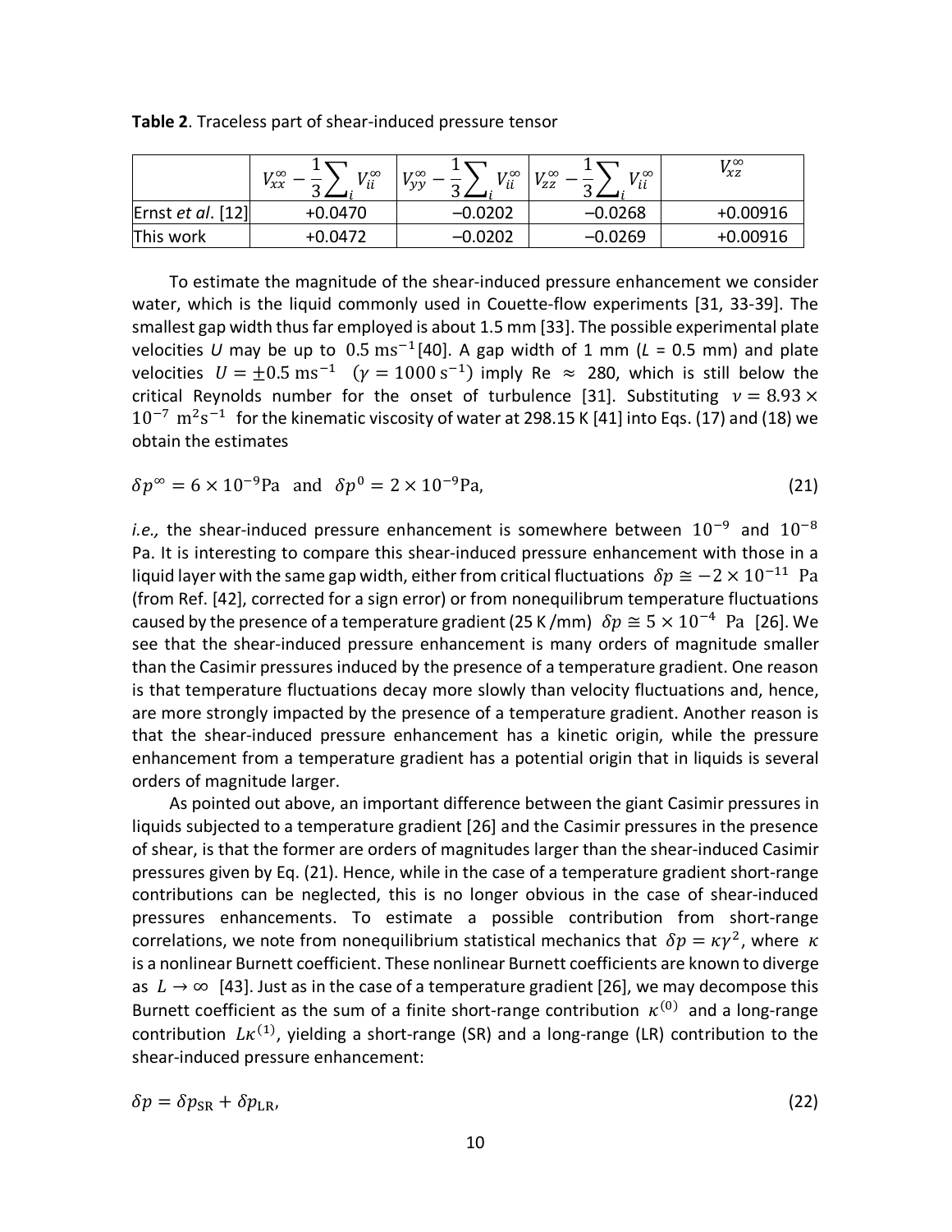**Table 2**. Traceless part of shear-induced pressure tensor

| | $V_{xx}^{\infty}-\frac{1}{3}\sum_i V_{ii}^{\infty}$ | $V_{yy}^{\infty}-\frac{1}{3}\sum_i V_{ii}^{\infty}$ | $V_{zz}^{\infty}-\frac{1}{3}\sum_i V_{ii}^{\infty}$ | $V_{xz}^{\infty}$ |
|---|---|---|---|---|
| Ernst *et al*. [12] | +0.0470 | −0.0202 | −0.0268 | +0.00916 |
| This work | +0.0472 | −0.0202 | −0.0269 | +0.00916 |

To estimate the magnitude of the shear-induced pressure enhancement we consider water, which is the liquid commonly used in Couette-flow experiments [31, 33-39]. The smallest gap width thus far employed is about 1.5 mm [33]. The possible experimental plate velocities *U* may be up to $0.5\ \mathrm{ms}^{-1}$[40]. A gap width of 1 mm (*L* = 0.5 mm) and plate velocities $U = \pm 0.5\ \mathrm{ms}^{-1}\ \ (\gamma = 1000\ \mathrm{s}^{-1})$ imply Re $\approx$ 280, which is still below the critical Reynolds number for the onset of turbulence [31]. Substituting $\nu = 8.93 \times 10^{-7}\ \mathrm{m}^2\mathrm{s}^{-1}$ for the kinematic viscosity of water at 298.15 K [41] into Eqs. (17) and (18) we obtain the estimates

$$\delta p^{\infty} = 6 \times 10^{-9}\mathrm{Pa} \quad \text{and} \quad \delta p^{0} = 2 \times 10^{-9}\mathrm{Pa}, \tag{21}$$

*i.e.,* the shear-induced pressure enhancement is somewhere between $10^{-9}$ and $10^{-8}$ Pa. It is interesting to compare this shear-induced pressure enhancement with those in a liquid layer with the same gap width, either from critical fluctuations $\delta p \cong -2 \times 10^{-11}$ Pa (from Ref. [42], corrected for a sign error) or from nonequilibrum temperature fluctuations caused by the presence of a temperature gradient (25 K /mm) $\delta p \cong 5 \times 10^{-4}$ Pa [26]. We see that the shear-induced pressure enhancement is many orders of magnitude smaller than the Casimir pressures induced by the presence of a temperature gradient. One reason is that temperature fluctuations decay more slowly than velocity fluctuations and, hence, are more strongly impacted by the presence of a temperature gradient. Another reason is that the shear-induced pressure enhancement has a kinetic origin, while the pressure enhancement from a temperature gradient has a potential origin that in liquids is several orders of magnitude larger.

As pointed out above, an important difference between the giant Casimir pressures in liquids subjected to a temperature gradient [26] and the Casimir pressures in the presence of shear, is that the former are orders of magnitudes larger than the shear-induced Casimir pressures given by Eq. (21). Hence, while in the case of a temperature gradient short-range contributions can be neglected, this is no longer obvious in the case of shear-induced pressures enhancements. To estimate a possible contribution from short-range correlations, we note from nonequilibrium statistical mechanics that $\delta p = \kappa\gamma^2$, where $\kappa$ is a nonlinear Burnett coefficient. These nonlinear Burnett coefficients are known to diverge as $L \to \infty$ [43]. Just as in the case of a temperature gradient [26], we may decompose this Burnett coefficient as the sum of a finite short-range contribution $\kappa^{(0)}$ and a long-range contribution $L\kappa^{(1)}$, yielding a short-range (SR) and a long-range (LR) contribution to the shear-induced pressure enhancement:

$$\delta p = \delta p_{\mathrm{SR}} + \delta p_{\mathrm{LR}}, \tag{22}$$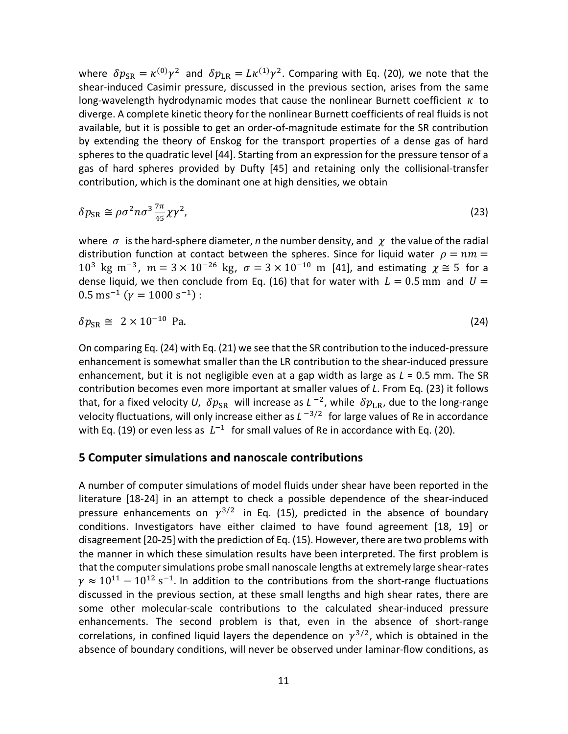where $\delta p_{\rm SR} = \kappa^{(0)}\gamma^2$ and $\delta p_{\rm LR} = L\kappa^{(1)}\gamma^2$. Comparing with Eq. (20), we note that the shear-induced Casimir pressure, discussed in the previous section, arises from the same long-wavelength hydrodynamic modes that cause the nonlinear Burnett coefficient $\kappa$ to diverge. A complete kinetic theory for the nonlinear Burnett coefficients of real fluids is not available, but it is possible to get an order-of-magnitude estimate for the SR contribution by extending the theory of Enskog for the transport properties of a dense gas of hard spheres to the quadratic level [44]. Starting from an expression for the pressure tensor of a gas of hard spheres provided by Dufty [45] and retaining only the collisional-transfer contribution, which is the dominant one at high densities, we obtain

$$\delta p_{\rm SR} \cong \rho\sigma^2 n\sigma^3 \tfrac{7\pi}{45}\chi\gamma^2, \tag{23}$$

where $\sigma$ is the hard-sphere diameter, *n* the number density, and $\chi$ the value of the radial distribution function at contact between the spheres. Since for liquid water $\rho = nm = 10^3\ \mathrm{kg\ m^{-3}}$, $m = 3\times10^{-26}\ \mathrm{kg}$, $\sigma = 3\times10^{-10}\ \mathrm{m}$ [41], and estimating $\chi \cong 5$ for a dense liquid, we then conclude from Eq. (16) that for water with $L = 0.5\ \mathrm{mm}$ and $U = 0.5\ \mathrm{m s^{-1}}\ (\gamma = 1000\ \mathrm{s^{-1}})$ :

$$\delta p_{\rm SR} \cong\ 2\times10^{-10}\ \mathrm{Pa}. \tag{24}$$

On comparing Eq. (24) with Eq. (21) we see that the SR contribution to the induced-pressure enhancement is somewhat smaller than the LR contribution to the shear-induced pressure enhancement, but it is not negligible even at a gap width as large as *L* = 0.5 mm. The SR contribution becomes even more important at smaller values of *L*. From Eq. (23) it follows that, for a fixed velocity *U*, $\delta p_{\rm SR}$ will increase as $L^{-2}$, while $\delta p_{\rm LR}$, due to the long-range velocity fluctuations, will only increase either as $L^{-3/2}$ for large values of Re in accordance with Eq. (19) or even less as $L^{-1}$ for small values of Re in accordance with Eq. (20).

## 5 Computer simulations and nanoscale contributions

A number of computer simulations of model fluids under shear have been reported in the literature [18-24] in an attempt to check a possible dependence of the shear-induced pressure enhancements on $\gamma^{3/2}$ in Eq. (15), predicted in the absence of boundary conditions. Investigators have either claimed to have found agreement [18, 19] or disagreement [20-25] with the prediction of Eq. (15). However, there are two problems with the manner in which these simulation results have been interpreted. The first problem is that the computer simulations probe small nanoscale lengths at extremely large shear-rates $\gamma \approx 10^{11} - 10^{12}\ \mathrm{s^{-1}}$. In addition to the contributions from the short-range fluctuations discussed in the previous section, at these small lengths and high shear rates, there are some other molecular-scale contributions to the calculated shear-induced pressure enhancements. The second problem is that, even in the absence of short-range correlations, in confined liquid layers the dependence on $\gamma^{3/2}$, which is obtained in the absence of boundary conditions, will never be observed under laminar-flow conditions, as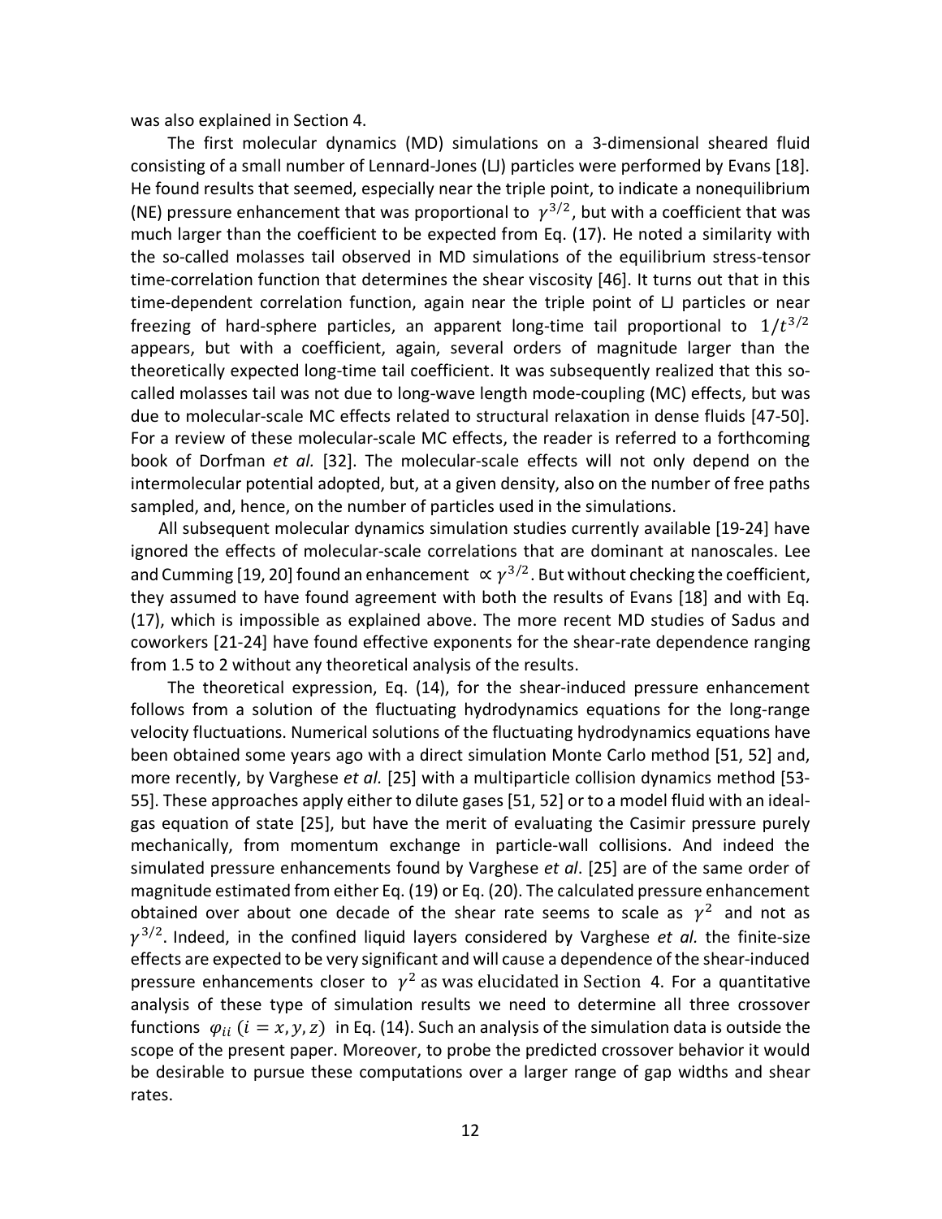was also explained in Section 4.

The first molecular dynamics (MD) simulations on a 3-dimensional sheared fluid consisting of a small number of Lennard-Jones (LJ) particles were performed by Evans [18]. He found results that seemed, especially near the triple point, to indicate a nonequilibrium (NE) pressure enhancement that was proportional to $\gamma^{3/2}$, but with a coefficient that was much larger than the coefficient to be expected from Eq. (17). He noted a similarity with the so-called molasses tail observed in MD simulations of the equilibrium stress-tensor time-correlation function that determines the shear viscosity [46]. It turns out that in this time-dependent correlation function, again near the triple point of LJ particles or near freezing of hard-sphere particles, an apparent long-time tail proportional to $1/t^{3/2}$ appears, but with a coefficient, again, several orders of magnitude larger than the theoretically expected long-time tail coefficient. It was subsequently realized that this so-called molasses tail was not due to long-wave length mode-coupling (MC) effects, but was due to molecular-scale MC effects related to structural relaxation in dense fluids [47-50]. For a review of these molecular-scale MC effects, the reader is referred to a forthcoming book of Dorfman *et al.* [32]. The molecular-scale effects will not only depend on the intermolecular potential adopted, but, at a given density, also on the number of free paths sampled, and, hence, on the number of particles used in the simulations.

All subsequent molecular dynamics simulation studies currently available [19-24] have ignored the effects of molecular-scale correlations that are dominant at nanoscales. Lee and Cumming [19, 20] found an enhancement $\propto \gamma^{3/2}$. But without checking the coefficient, they assumed to have found agreement with both the results of Evans [18] and with Eq. (17), which is impossible as explained above. The more recent MD studies of Sadus and coworkers [21-24] have found effective exponents for the shear-rate dependence ranging from 1.5 to 2 without any theoretical analysis of the results.

The theoretical expression, Eq. (14), for the shear-induced pressure enhancement follows from a solution of the fluctuating hydrodynamics equations for the long-range velocity fluctuations. Numerical solutions of the fluctuating hydrodynamics equations have been obtained some years ago with a direct simulation Monte Carlo method [51, 52] and, more recently, by Varghese *et al.* [25] with a multiparticle collision dynamics method [53-55]. These approaches apply either to dilute gases [51, 52] or to a model fluid with an ideal-gas equation of state [25], but have the merit of evaluating the Casimir pressure purely mechanically, from momentum exchange in particle-wall collisions. And indeed the simulated pressure enhancements found by Varghese *et al*. [25] are of the same order of magnitude estimated from either Eq. (19) or Eq. (20). The calculated pressure enhancement obtained over about one decade of the shear rate seems to scale as $\gamma^2$ and not as $\gamma^{3/2}$. Indeed, in the confined liquid layers considered by Varghese *et al.* the finite-size effects are expected to be very significant and will cause a dependence of the shear-induced pressure enhancements closer to $\gamma^2$ as was elucidated in Section 4. For a quantitative analysis of these type of simulation results we need to determine all three crossover functions $\varphi_{ii}$ $(i = x, y, z)$ in Eq. (14). Such an analysis of the simulation data is outside the scope of the present paper. Moreover, to probe the predicted crossover behavior it would be desirable to pursue these computations over a larger range of gap widths and shear rates.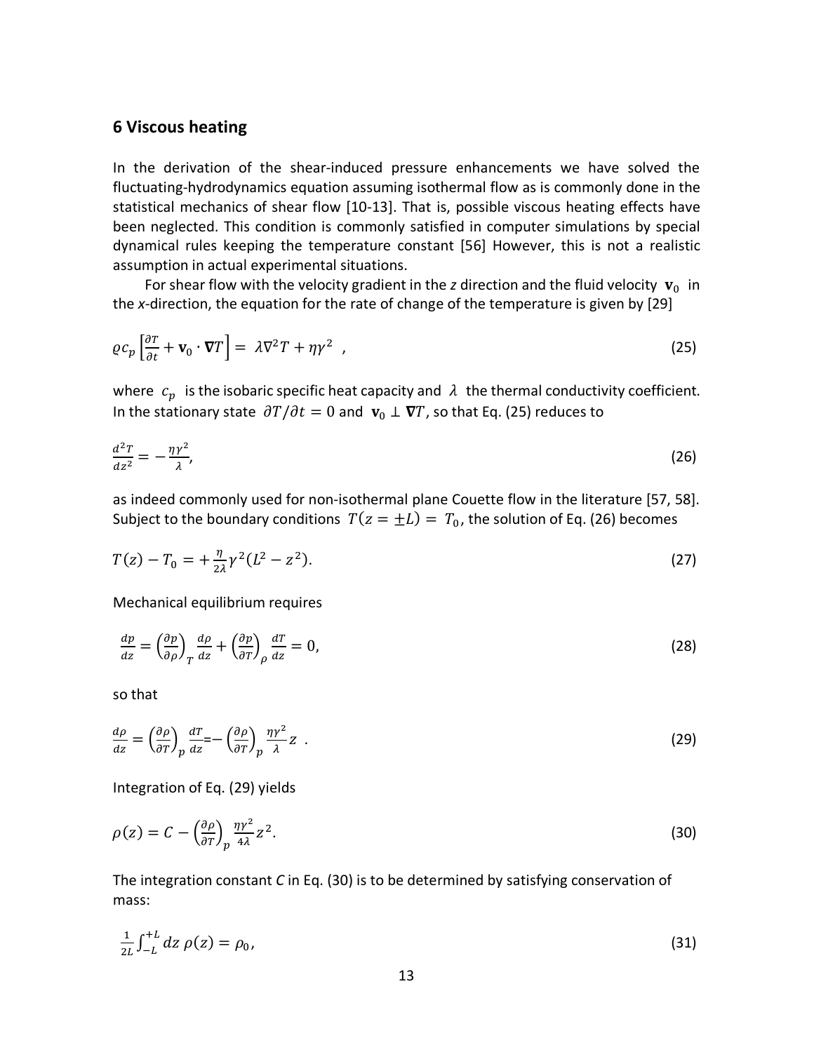## 6 Viscous heating

In the derivation of the shear-induced pressure enhancements we have solved the fluctuating-hydrodynamics equation assuming isothermal flow as is commonly done in the statistical mechanics of shear flow [10-13]. That is, possible viscous heating effects have been neglected. This condition is commonly satisfied in computer simulations by special dynamical rules keeping the temperature constant [56] However, this is not a realistic assumption in actual experimental situations.

For shear flow with the velocity gradient in the *z* direction and the fluid velocity $\mathbf{v}_0$ in the *x*-direction, the equation for the rate of change of the temperature is given by [29]

$$\varrho c_p \left[\frac{\partial T}{\partial t} + \mathbf{v}_0 \cdot \boldsymbol{\nabla} T\right] = \lambda \nabla^2 T + \eta \gamma^2 \ , \tag{25}$$

where $c_p$ is the isobaric specific heat capacity and $\lambda$ the thermal conductivity coefficient. In the stationary state $\partial T / \partial t = 0$ and $\mathbf{v}_0 \perp \boldsymbol{\nabla} T$, so that Eq. (25) reduces to

$$\frac{d^2 T}{dz^2} = -\frac{\eta \gamma^2}{\lambda}, \tag{26}$$

as indeed commonly used for non-isothermal plane Couette flow in the literature [57, 58]. Subject to the boundary conditions $T(z = \pm L) = T_0$, the solution of Eq. (26) becomes

$$T(z) - T_0 = +\frac{\eta}{2\lambda} \gamma^2 (L^2 - z^2). \tag{27}$$

Mechanical equilibrium requires

$$\frac{dp}{dz} = \left(\frac{\partial p}{\partial \rho}\right)_T \frac{d\rho}{dz} + \left(\frac{\partial p}{\partial T}\right)_\rho \frac{dT}{dz} = 0, \tag{28}$$

so that

$$\frac{d\rho}{dz} = \left(\frac{\partial \rho}{\partial T}\right)_p \frac{dT}{dz} = -\left(\frac{\partial \rho}{\partial T}\right)_p \frac{\eta \gamma^2}{\lambda} z \ . \tag{29}$$

Integration of Eq. (29) yields

$$\rho(z) = C - \left(\frac{\partial \rho}{\partial T}\right)_p \frac{\eta \gamma^2}{4\lambda} z^2. \tag{30}$$

The integration constant *C* in Eq. (30) is to be determined by satisfying conservation of mass:

$$\frac{1}{2L} \int_{-L}^{+L} dz \, \rho(z) = \rho_0, \tag{31}$$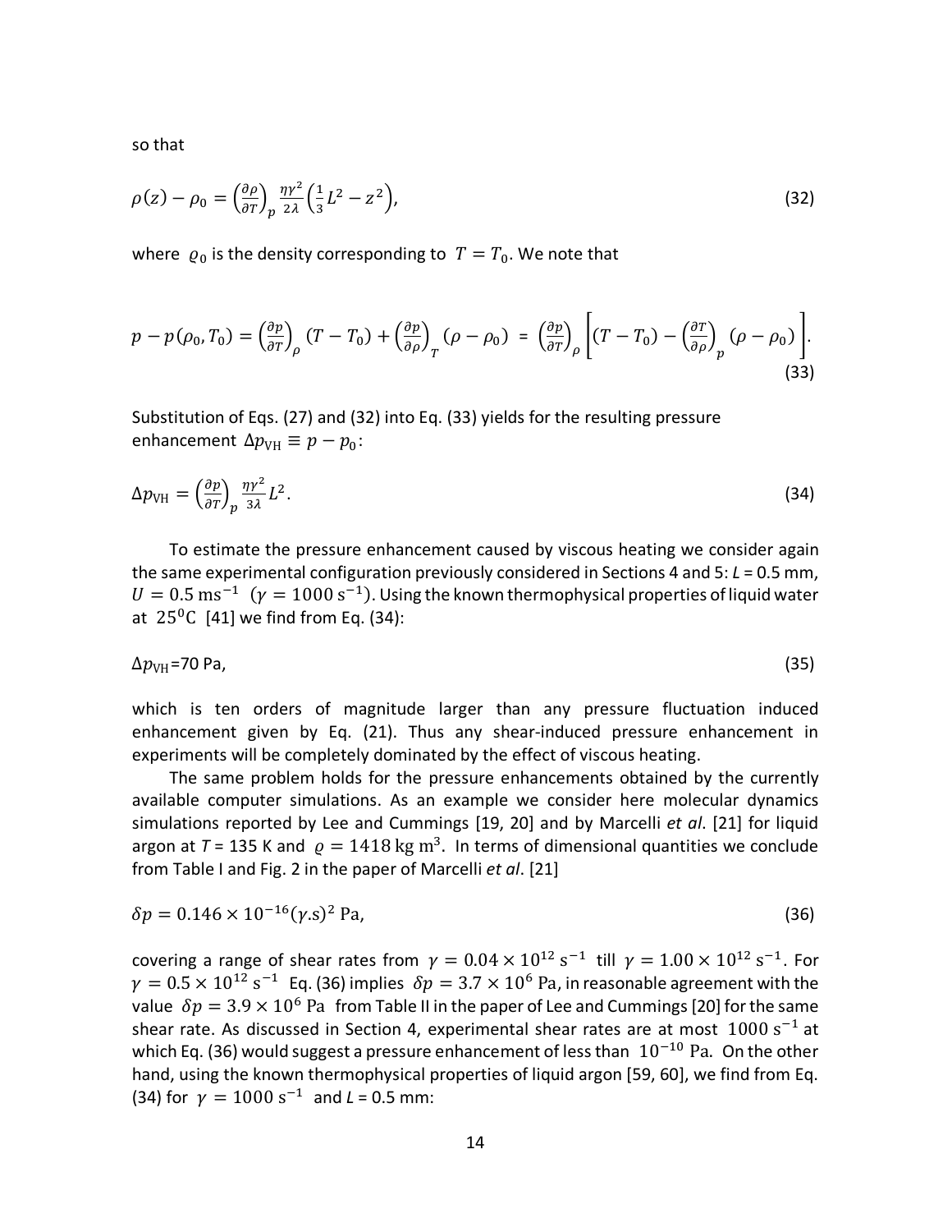so that

$$\rho(z) - \rho_0 = \left(\frac{\partial \rho}{\partial T}\right)_p \frac{\eta \gamma^2}{2\lambda}\left(\frac{1}{3}L^2 - z^2\right), \tag{32}$$

where $\varrho_0$ is the density corresponding to $T = T_0$. We note that

$$p - p(\rho_0, T_0) = \left(\frac{\partial p}{\partial T}\right)_\rho (T - T_0) + \left(\frac{\partial p}{\partial \rho}\right)_T (\rho - \rho_0) = \left(\frac{\partial p}{\partial T}\right)_\rho \left[(T - T_0) - \left(\frac{\partial T}{\partial \rho}\right)_p (\rho - \rho_0)\right]. \tag{33}$$

Substitution of Eqs. (27) and (32) into Eq. (33) yields for the resulting pressure enhancement $\Delta p_{\mathrm{VH}} \equiv p - p_0$:

$$\Delta p_{\mathrm{VH}} = \left(\frac{\partial p}{\partial T}\right)_p \frac{\eta \gamma^2}{3\lambda} L^2. \tag{34}$$

To estimate the pressure enhancement caused by viscous heating we consider again the same experimental configuration previously considered in Sections 4 and 5: *L* = 0.5 mm, $U = 0.5\ \mathrm{ms}^{-1}$ ($\gamma = 1000\ \mathrm{s}^{-1}$). Using the known thermophysical properties of liquid water at $25^0\mathrm{C}$ [41] we find from Eq. (34):

$$\Delta p_{\mathrm{VH}} = 70\ \mathrm{Pa}, \tag{35}$$

which is ten orders of magnitude larger than any pressure fluctuation induced enhancement given by Eq. (21). Thus any shear-induced pressure enhancement in experiments will be completely dominated by the effect of viscous heating.

The same problem holds for the pressure enhancements obtained by the currently available computer simulations. As an example we consider here molecular dynamics simulations reported by Lee and Cummings [19, 20] and by Marcelli *et al*. [21] for liquid argon at *T* = 135 K and $\varrho = 1418\ \mathrm{kg\ m}^3$. In terms of dimensional quantities we conclude from Table I and Fig. 2 in the paper of Marcelli *et al*. [21]

$$\delta p = 0.146 \times 10^{-16} (\gamma.\mathrm{s})^2\ \mathrm{Pa}, \tag{36}$$

covering a range of shear rates from $\gamma = 0.04 \times 10^{12}\ \mathrm{s}^{-1}$ till $\gamma = 1.00 \times 10^{12}\ \mathrm{s}^{-1}$. For $\gamma = 0.5 \times 10^{12}\ \mathrm{s}^{-1}$ Eq. (36) implies $\delta p = 3.7 \times 10^6\ \mathrm{Pa}$, in reasonable agreement with the value $\delta p = 3.9 \times 10^6\ \mathrm{Pa}$ from Table II in the paper of Lee and Cummings [20] for the same shear rate. As discussed in Section 4, experimental shear rates are at most $1000\ \mathrm{s}^{-1}$ at which Eq. (36) would suggest a pressure enhancement of less than $10^{-10}\ \mathrm{Pa}$. On the other hand, using the known thermophysical properties of liquid argon [59, 60], we find from Eq. (34) for $\gamma = 1000\ \mathrm{s}^{-1}$ and *L* = 0.5 mm: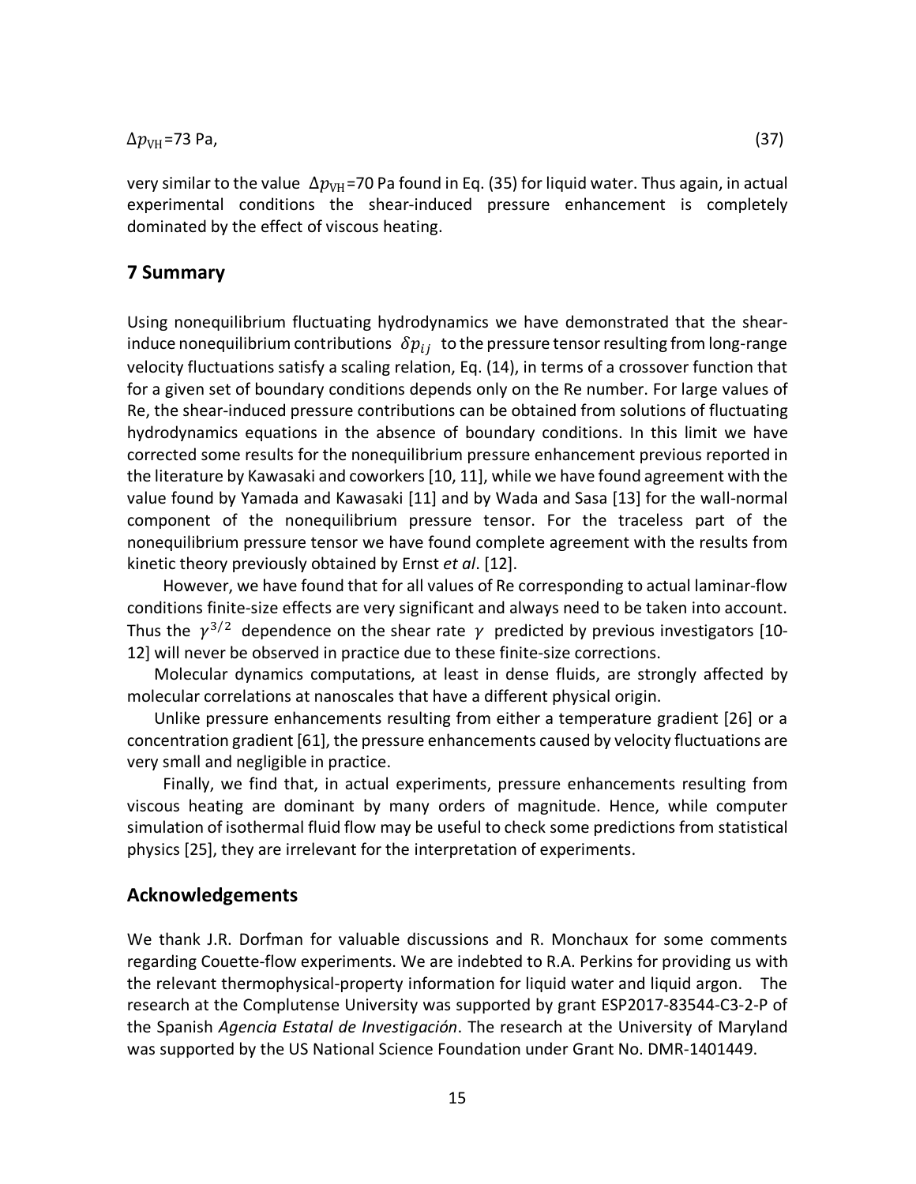$$\Delta p_{\mathrm{VH}}=73 \text{ Pa}, \tag{37}$$

very similar to the value $\Delta p_{\mathrm{VH}}$=70 Pa found in Eq. (35) for liquid water. Thus again, in actual experimental conditions the shear-induced pressure enhancement is completely dominated by the effect of viscous heating.

## 7 Summary

Using nonequilibrium fluctuating hydrodynamics we have demonstrated that the shear-induce nonequilibrium contributions $\delta p_{ij}$ to the pressure tensor resulting from long-range velocity fluctuations satisfy a scaling relation, Eq. (14), in terms of a crossover function that for a given set of boundary conditions depends only on the Re number. For large values of Re, the shear-induced pressure contributions can be obtained from solutions of fluctuating hydrodynamics equations in the absence of boundary conditions. In this limit we have corrected some results for the nonequilibrium pressure enhancement previous reported in the literature by Kawasaki and coworkers [10, 11], while we have found agreement with the value found by Yamada and Kawasaki [11] and by Wada and Sasa [13] for the wall-normal component of the nonequilibrium pressure tensor. For the traceless part of the nonequilibrium pressure tensor we have found complete agreement with the results from kinetic theory previously obtained by Ernst *et al*. [12].

However, we have found that for all values of Re corresponding to actual laminar-flow conditions finite-size effects are very significant and always need to be taken into account. Thus the $\gamma^{3/2}$ dependence on the shear rate $\gamma$ predicted by previous investigators [10-12] will never be observed in practice due to these finite-size corrections.

Molecular dynamics computations, at least in dense fluids, are strongly affected by molecular correlations at nanoscales that have a different physical origin.

Unlike pressure enhancements resulting from either a temperature gradient [26] or a concentration gradient [61], the pressure enhancements caused by velocity fluctuations are very small and negligible in practice.

Finally, we find that, in actual experiments, pressure enhancements resulting from viscous heating are dominant by many orders of magnitude. Hence, while computer simulation of isothermal fluid flow may be useful to check some predictions from statistical physics [25], they are irrelevant for the interpretation of experiments.

## Acknowledgements

We thank J.R. Dorfman for valuable discussions and R. Monchaux for some comments regarding Couette-flow experiments. We are indebted to R.A. Perkins for providing us with the relevant thermophysical-property information for liquid water and liquid argon. The research at the Complutense University was supported by grant ESP2017-83544-C3-2-P of the Spanish *Agencia Estatal de Investigación*. The research at the University of Maryland was supported by the US National Science Foundation under Grant No. DMR-1401449.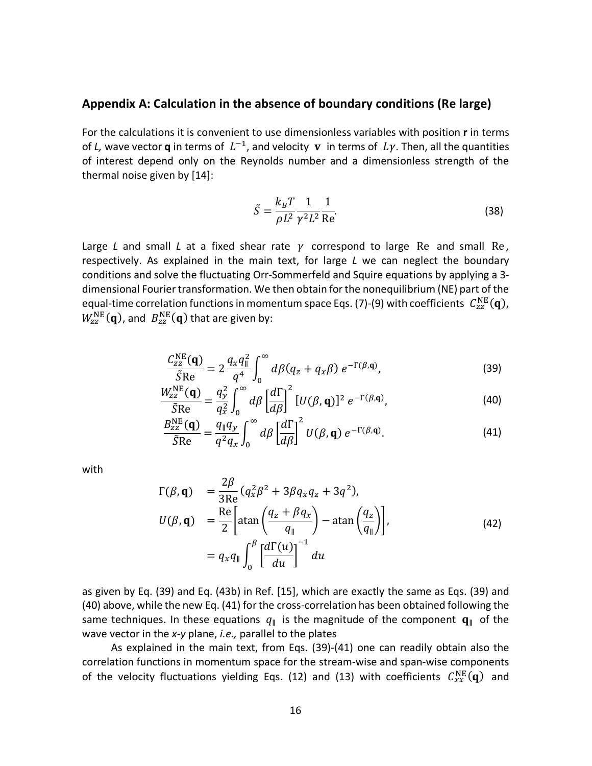## Appendix A: Calculation in the absence of boundary conditions (Re large)

For the calculations it is convenient to use dimensionless variables with position **r** in terms of *L*, wave vector **q** in terms of $L^{-1}$, and velocity $\mathbf{v}$ in terms of $L\gamma$. Then, all the quantities of interest depend only on the Reynolds number and a dimensionless strength of the thermal noise given by [14]:

$$\tilde{S} = \frac{k_B T}{\rho L^2} \frac{1}{\gamma^2 L^2} \frac{1}{\mathrm{Re}}. \tag{38}$$

Large *L* and small *L* at a fixed shear rate $\gamma$ correspond to large $\mathrm{Re}$ and small $\mathrm{Re}$, respectively. As explained in the main text, for large *L* we can neglect the boundary conditions and solve the fluctuating Orr-Sommerfeld and Squire equations by applying a 3-dimensional Fourier transformation. We then obtain for the nonequilibrium (NE) part of the equal-time correlation functions in momentum space Eqs. (7)-(9) with coefficients $C_{zz}^{\mathrm{NE}}(\mathbf{q})$, $W_{zz}^{\mathrm{NE}}(\mathbf{q})$, and $B_{zz}^{\mathrm{NE}}(\mathbf{q})$ that are given by:

$$\frac{C_{zz}^{\mathrm{NE}}(\mathbf{q})}{\tilde{S}\mathrm{Re}} = 2\frac{q_x q_\parallel^2}{q^4}\int_0^\infty d\beta (q_z + q_x\beta)\, e^{-\Gamma(\beta,\mathbf{q})}, \tag{39}$$

$$\frac{W_{zz}^{\mathrm{NE}}(\mathbf{q})}{\tilde{S}\mathrm{Re}} = \frac{q_y^2}{q_x^2}\int_0^\infty d\beta \left[\frac{d\Gamma}{d\beta}\right]^2 [U(\beta,\mathbf{q})]^2\, e^{-\Gamma(\beta,\mathbf{q})}, \tag{40}$$

$$\frac{B_{zz}^{\mathrm{NE}}(\mathbf{q})}{\tilde{S}\mathrm{Re}} = \frac{q_\parallel q_y}{q^2 q_x}\int_0^\infty d\beta \left[\frac{d\Gamma}{d\beta}\right]^2 U(\beta,\mathbf{q})\, e^{-\Gamma(\beta,\mathbf{q})}. \tag{41}$$

with

$$\begin{aligned}
\Gamma(\beta,\mathbf{q}) &= \frac{2\beta}{3\mathrm{Re}}(q_x^2\beta^2 + 3\beta q_x q_z + 3q^2),\\
U(\beta,\mathbf{q}) &= \frac{\mathrm{Re}}{2}\left[\mathrm{atan}\left(\frac{q_z+\beta q_x}{q_\parallel}\right) - \mathrm{atan}\left(\frac{q_z}{q_\parallel}\right)\right],\\
&= q_x q_\parallel \int_0^\beta \left[\frac{d\Gamma(u)}{du}\right]^{-1} du
\end{aligned} \tag{42}$$

as given by Eq. (39) and Eq. (43b) in Ref. [15], which are exactly the same as Eqs. (39) and (40) above, while the new Eq. (41) for the cross-correlation has been obtained following the same techniques. In these equations $q_\parallel$ is the magnitude of the component $\mathbf{q}_\parallel$ of the wave vector in the *x-y* plane, *i.e.,* parallel to the plates

As explained in the main text, from Eqs. (39)-(41) one can readily obtain also the correlation functions in momentum space for the stream-wise and span-wise components of the velocity fluctuations yielding Eqs. (12) and (13) with coefficients $C_{xx}^{\mathrm{NE}}(\mathbf{q})$ and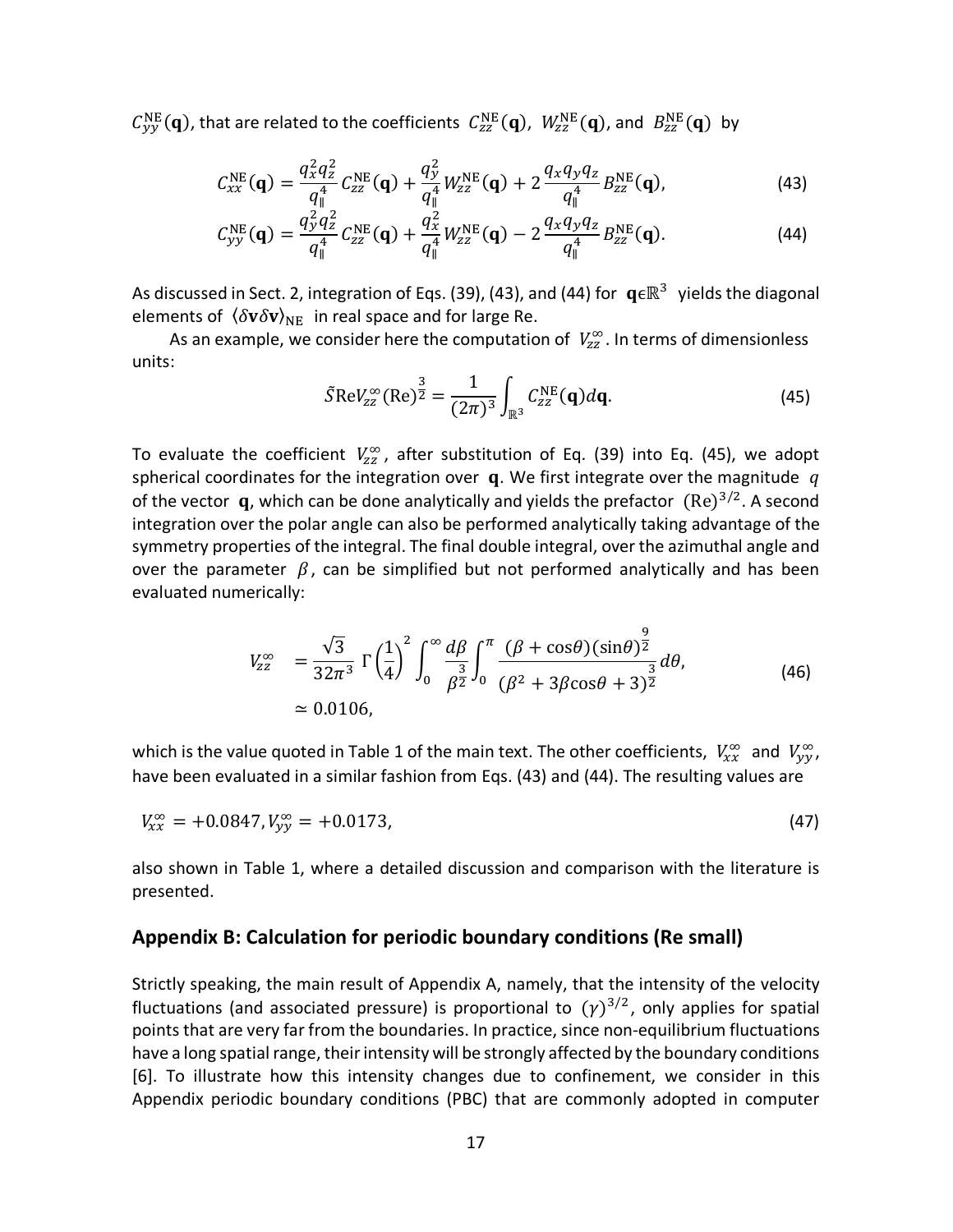$C_{yy}^{\mathrm{NE}}(\mathbf{q})$, that are related to the coefficients $C_{zz}^{\mathrm{NE}}(\mathbf{q})$, $W_{zz}^{\mathrm{NE}}(\mathbf{q})$, and $B_{zz}^{\mathrm{NE}}(\mathbf{q})$ by

$$C_{xx}^{\mathrm{NE}}(\mathbf{q}) = \frac{q_x^2 q_z^2}{q_\parallel^4} C_{zz}^{\mathrm{NE}}(\mathbf{q}) + \frac{q_y^2}{q_\parallel^4} W_{zz}^{\mathrm{NE}}(\mathbf{q}) + 2\frac{q_x q_y q_z}{q_\parallel^4} B_{zz}^{\mathrm{NE}}(\mathbf{q}), \tag{43}$$

$$C_{yy}^{\mathrm{NE}}(\mathbf{q}) = \frac{q_y^2 q_z^2}{q_\parallel^4} C_{zz}^{\mathrm{NE}}(\mathbf{q}) + \frac{q_x^2}{q_\parallel^4} W_{zz}^{\mathrm{NE}}(\mathbf{q}) - 2\frac{q_x q_y q_z}{q_\parallel^4} B_{zz}^{\mathrm{NE}}(\mathbf{q}). \tag{44}$$

As discussed in Sect. 2, integration of Eqs. (39), (43), and (44) for $\mathbf{q}\epsilon\mathbb{R}^3$ yields the diagonal elements of $\langle\delta\mathbf{v}\delta\mathbf{v}\rangle_{\mathrm{NE}}$ in real space and for large Re.

As an example, we consider here the computation of $V_{zz}^{\infty}$. In terms of dimensionless units:

$$\tilde{S}\mathrm{Re}V_{zz}^{\infty}(\mathrm{Re})^{\frac{3}{2}} = \frac{1}{(2\pi)^3}\int_{\mathbb{R}^3} C_{zz}^{\mathrm{NE}}(\mathbf{q})d\mathbf{q}. \tag{45}$$

To evaluate the coefficient $V_{zz}^{\infty}$, after substitution of Eq. (39) into Eq. (45), we adopt spherical coordinates for the integration over $\mathbf{q}$. We first integrate over the magnitude $q$ of the vector $\mathbf{q}$, which can be done analytically and yields the prefactor $(\mathrm{Re})^{3/2}$. A second integration over the polar angle can also be performed analytically taking advantage of the symmetry properties of the integral. The final double integral, over the azimuthal angle and over the parameter $\beta$, can be simplified but not performed analytically and has been evaluated numerically:

$$\begin{aligned} V_{zz}^{\infty} &= \frac{\sqrt{3}}{32\pi^3}\,\Gamma\left(\frac{1}{4}\right)^2 \int_0^\infty \frac{d\beta}{\beta^{\frac{3}{2}}}\int_0^\pi \frac{(\beta+\cos\theta)(\sin\theta)^{\frac{9}{2}}}{(\beta^2+3\beta\cos\theta+3)^{\frac{3}{2}}}d\theta, \\ &\simeq 0.0106, \end{aligned} \tag{46}$$

which is the value quoted in Table 1 of the main text. The other coefficients, $V_{xx}^{\infty}$ and $V_{yy}^{\infty}$, have been evaluated in a similar fashion from Eqs. (43) and (44). The resulting values are

$$V_{xx}^{\infty} = +0.0847, V_{yy}^{\infty} = +0.0173, \tag{47}$$

also shown in Table 1, where a detailed discussion and comparison with the literature is presented.

## Appendix B: Calculation for periodic boundary conditions (Re small)

Strictly speaking, the main result of Appendix A, namely, that the intensity of the velocity fluctuations (and associated pressure) is proportional to $(\gamma)^{3/2}$, only applies for spatial points that are very far from the boundaries. In practice, since non-equilibrium fluctuations have a long spatial range, their intensity will be strongly affected by the boundary conditions [6]. To illustrate how this intensity changes due to confinement, we consider in this Appendix periodic boundary conditions (PBC) that are commonly adopted in computer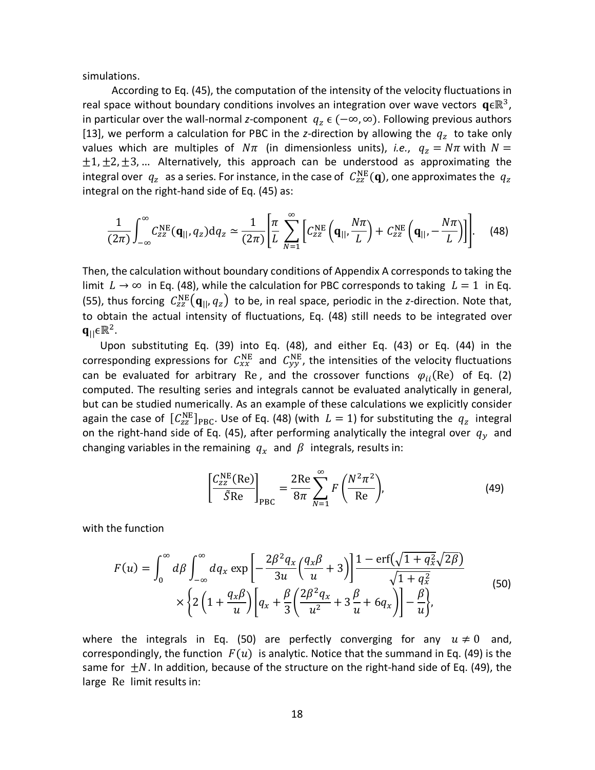simulations.

According to Eq. (45), the computation of the intensity of the velocity fluctuations in real space without boundary conditions involves an integration over wave vectors $\mathbf{q}\epsilon\mathbb{R}^3$, in particular over the wall-normal *z*-component $q_z \in (-\infty, \infty)$. Following previous authors [13], we perform a calculation for PBC in the *z*-direction by allowing the $q_z$ to take only values which are multiples of $N\pi$ (in dimensionless units), *i.e.*, $q_z = N\pi$ with $N = \pm 1, \pm 2, \pm 3, \ldots$ Alternatively, this approach can be understood as approximating the integral over $q_z$ as a series. For instance, in the case of $C_{zz}^{\mathrm{NE}}(\mathbf{q})$, one approximates the $q_z$ integral on the right-hand side of Eq. (45) as:

$$\frac{1}{(2\pi)} \int_{-\infty}^{\infty} C_{zz}^{\mathrm{NE}}(\mathbf{q}_{||}, q_z) \mathrm{d}q_z \simeq \frac{1}{(2\pi)} \left[ \frac{\pi}{L} \sum_{N=1}^{\infty} \left[ C_{zz}^{\mathrm{NE}} \left( \mathbf{q}_{||}, \frac{N\pi}{L} \right) + C_{zz}^{\mathrm{NE}} \left( \mathbf{q}_{||}, -\frac{N\pi}{L} \right) \right] \right]. \quad (48)$$

Then, the calculation without boundary conditions of Appendix A corresponds to taking the limit $L \to \infty$ in Eq. (48), while the calculation for PBC corresponds to taking $L = 1$ in Eq. (55), thus forcing $C_{zz}^{\mathrm{NE}}(\mathbf{q}_{||}, q_z)$ to be, in real space, periodic in the *z*-direction. Note that, to obtain the actual intensity of fluctuations, Eq. (48) still needs to be integrated over $\mathbf{q}_{||}\epsilon\mathbb{R}^2$.

Upon substituting Eq. (39) into Eq. (48), and either Eq. (43) or Eq. (44) in the corresponding expressions for $C_{xx}^{\mathrm{NE}}$ and $C_{yy}^{\mathrm{NE}}$, the intensities of the velocity fluctuations can be evaluated for arbitrary $\mathrm{Re}$, and the crossover functions $\varphi_{ii}(\mathrm{Re})$ of Eq. (2) computed. The resulting series and integrals cannot be evaluated analytically in general, but can be studied numerically. As an example of these calculations we explicitly consider again the case of $[C_{zz}^{\mathrm{NE}}]_{\mathrm{PBC}}$. Use of Eq. (48) (with $L = 1$) for substituting the $q_z$ integral on the right-hand side of Eq. (45), after performing analytically the integral over $q_y$ and changing variables in the remaining $q_x$ and $\beta$ integrals, results in:

$$\left[ \frac{C_{zz}^{\mathrm{NE}}(\mathrm{Re})}{\tilde{S}\mathrm{Re}} \right]_{\mathrm{PBC}} = \frac{2\mathrm{Re}}{8\pi} \sum_{N=1}^{\infty} F\left( \frac{N^2\pi^2}{\mathrm{Re}} \right), \quad (49)$$

with the function

$$F(u) = \int_0^\infty d\beta \int_{-\infty}^{\infty} dq_x \exp\left[ -\frac{2\beta^2 q_x}{3u} \left( \frac{q_x \beta}{u} + 3 \right) \right] \frac{1 - \mathrm{erf}\left(\sqrt{1 + q_x^2}\sqrt{2\beta}\right)}{\sqrt{1 + q_x^2}} \times \left\{ 2\left(1 + \frac{q_x \beta}{u}\right) \left[ q_x + \frac{\beta}{3} \left( \frac{2\beta^2 q_x}{u^2} + 3\frac{\beta}{u} + 6q_x \right) \right] - \frac{\beta}{u} \right\}, \quad (50)$$

where the integrals in Eq. (50) are perfectly converging for any $u \neq 0$ and, correspondingly, the function $F(u)$ is analytic. Notice that the summand in Eq. (49) is the same for $\pm N$. In addition, because of the structure on the right-hand side of Eq. (49), the large $\mathrm{Re}$ limit results in: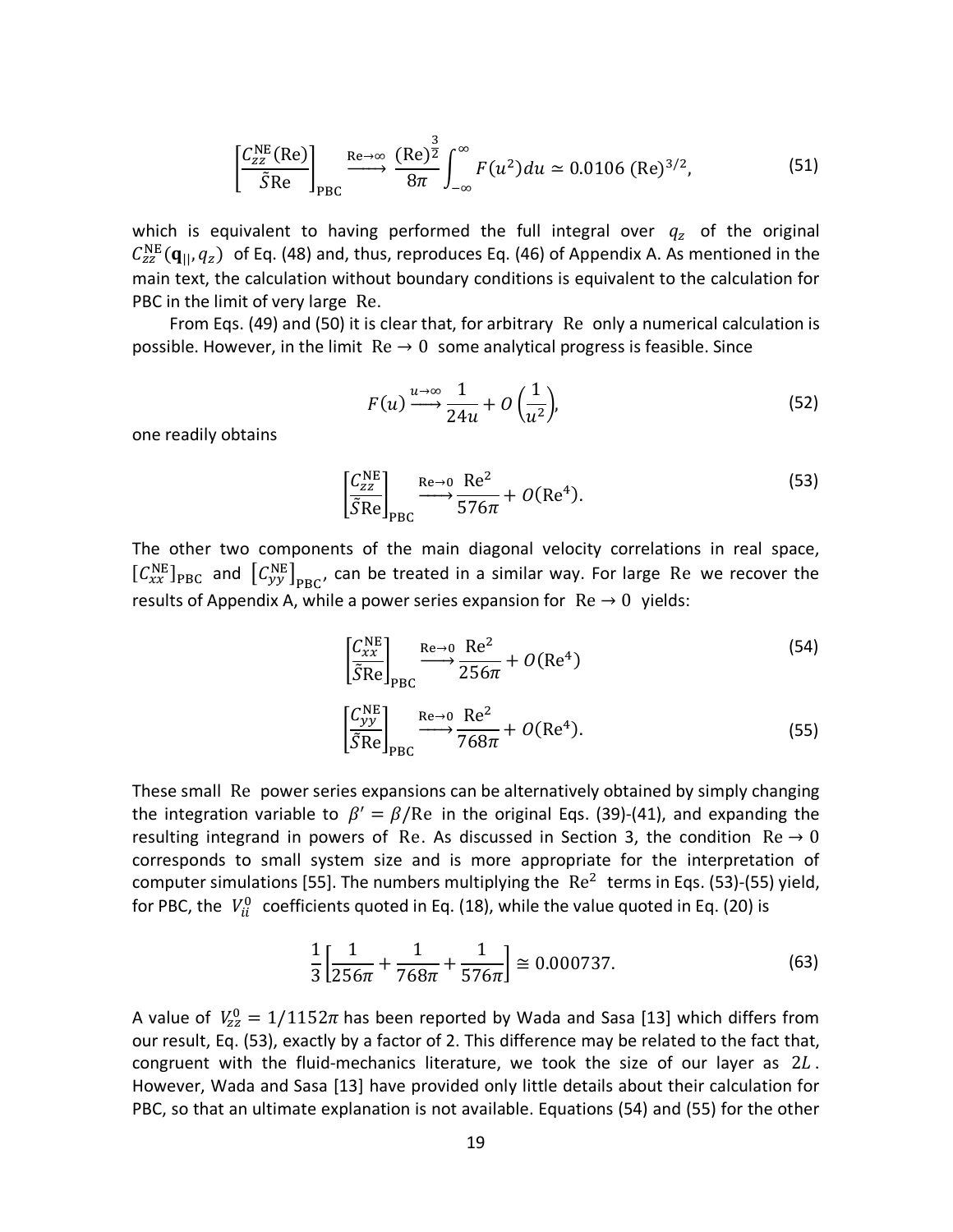$$\left[\frac{C_{zz}^{\mathrm{NE}}(\mathrm{Re})}{\tilde{S}\mathrm{Re}}\right]_{\mathrm{PBC}} \xrightarrow{\mathrm{Re}\to\infty} \frac{(\mathrm{Re})^{\frac{3}{2}}}{8\pi}\int_{-\infty}^{\infty} F(u^2)du \simeq 0.0106\,(\mathrm{Re})^{3/2}, \tag{51}$$

which is equivalent to having performed the full integral over $q_z$ of the original $C_{zz}^{\mathrm{NE}}(\mathbf{q}_{||}, q_z)$ of Eq. (48) and, thus, reproduces Eq. (46) of Appendix A. As mentioned in the main text, the calculation without boundary conditions is equivalent to the calculation for PBC in the limit of very large $\mathrm{Re}$.

From Eqs. (49) and (50) it is clear that, for arbitrary $\mathrm{Re}$ only a numerical calculation is possible. However, in the limit $\mathrm{Re} \to 0$ some analytical progress is feasible. Since

$$F(u) \xrightarrow{u\to\infty} \frac{1}{24u} + O\left(\frac{1}{u^2}\right), \tag{52}$$

one readily obtains

$$\left[\frac{C_{zz}^{\mathrm{NE}}}{\tilde{S}\mathrm{Re}}\right]_{\mathrm{PBC}} \xrightarrow{\mathrm{Re}\to 0} \frac{\mathrm{Re}^2}{576\pi} + O(\mathrm{Re}^4). \tag{53}$$

The other two components of the main diagonal velocity correlations in real space, $[C_{xx}^{\mathrm{NE}}]_{\mathrm{PBC}}$ and $[C_{yy}^{\mathrm{NE}}]_{\mathrm{PBC}}$, can be treated in a similar way. For large $\mathrm{Re}$ we recover the results of Appendix A, while a power series expansion for $\mathrm{Re} \to 0$ yields:

$$\left[\frac{C_{xx}^{\mathrm{NE}}}{\tilde{S}\mathrm{Re}}\right]_{\mathrm{PBC}} \xrightarrow{\mathrm{Re}\to 0} \frac{\mathrm{Re}^2}{256\pi} + O(\mathrm{Re}^4) \tag{54}$$

$$\left[\frac{C_{yy}^{\mathrm{NE}}}{\tilde{S}\mathrm{Re}}\right]_{\mathrm{PBC}} \xrightarrow{\mathrm{Re}\to 0} \frac{\mathrm{Re}^2}{768\pi} + O(\mathrm{Re}^4). \tag{55}$$

These small $\mathrm{Re}$ power series expansions can be alternatively obtained by simply changing the integration variable to $\beta' = \beta/\mathrm{Re}$ in the original Eqs. (39)-(41), and expanding the resulting integrand in powers of $\mathrm{Re}$. As discussed in Section 3, the condition $\mathrm{Re} \to 0$ corresponds to small system size and is more appropriate for the interpretation of computer simulations [55]. The numbers multiplying the $\mathrm{Re}^2$ terms in Eqs. (53)-(55) yield, for PBC, the $V_{ii}^0$ coefficients quoted in Eq. (18), while the value quoted in Eq. (20) is

$$\frac{1}{3}\left[\frac{1}{256\pi} + \frac{1}{768\pi} + \frac{1}{576\pi}\right] \cong 0.000737. \tag{63}$$

A value of $V_{zz}^0 = 1/1152\pi$ has been reported by Wada and Sasa [13] which differs from our result, Eq. (53), exactly by a factor of 2. This difference may be related to the fact that, congruent with the fluid-mechanics literature, we took the size of our layer as $2L$. However, Wada and Sasa [13] have provided only little details about their calculation for PBC, so that an ultimate explanation is not available. Equations (54) and (55) for the other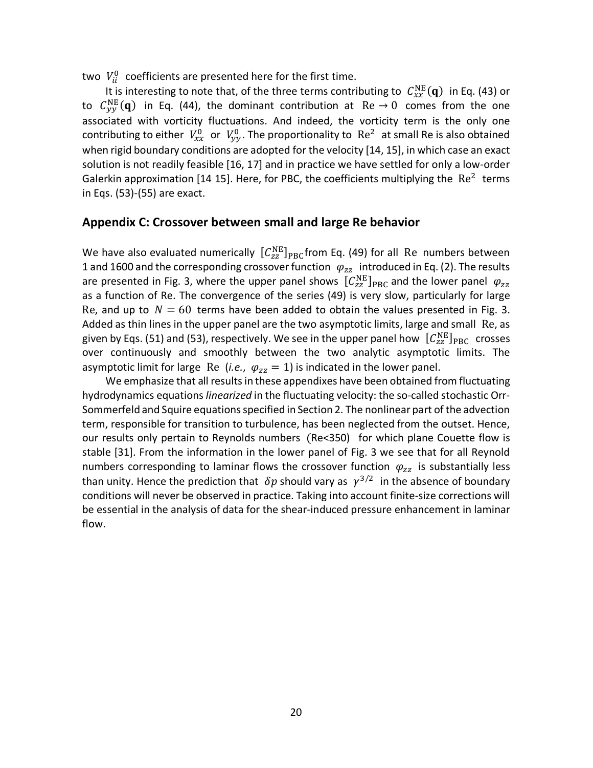two $V_{ii}^0$ coefficients are presented here for the first time.

It is interesting to note that, of the three terms contributing to $C_{xx}^{\mathrm{NE}}(\mathbf{q})$ in Eq. (43) or to $C_{yy}^{\mathrm{NE}}(\mathbf{q})$ in Eq. (44), the dominant contribution at $\mathrm{Re} \to 0$ comes from the one associated with vorticity fluctuations. And indeed, the vorticity term is the only one contributing to either $V_{xx}^0$ or $V_{yy}^0$. The proportionality to $\mathrm{Re}^2$ at small Re is also obtained when rigid boundary conditions are adopted for the velocity [14, 15], in which case an exact solution is not readily feasible [16, 17] and in practice we have settled for only a low-order Galerkin approximation [14 15]. Here, for PBC, the coefficients multiplying the $\mathrm{Re}^2$ terms in Eqs. (53)-(55) are exact.

## Appendix C: Crossover between small and large Re behavior

We have also evaluated numerically $[C_{zz}^{\mathrm{NE}}]_{\mathrm{PBC}}$ from Eq. (49) for all $\mathrm{Re}$ numbers between 1 and 1600 and the corresponding crossover function $\varphi_{zz}$ introduced in Eq. (2). The results are presented in Fig. 3, where the upper panel shows $[C_{zz}^{\mathrm{NE}}]_{\mathrm{PBC}}$ and the lower panel $\varphi_{zz}$ as a function of Re. The convergence of the series (49) is very slow, particularly for large $\mathrm{Re}$, and up to $N = 60$ terms have been added to obtain the values presented in Fig. 3. Added as thin lines in the upper panel are the two asymptotic limits, large and small $\mathrm{Re}$, as given by Eqs. (51) and (53), respectively. We see in the upper panel how $[C_{zz}^{\mathrm{NE}}]_{\mathrm{PBC}}$ crosses over continuously and smoothly between the two analytic asymptotic limits. The asymptotic limit for large $\mathrm{Re}$ (*i.e.*, $\varphi_{zz} = 1$) is indicated in the lower panel.

We emphasize that all results in these appendixes have been obtained from fluctuating hydrodynamics equations *linearized* in the fluctuating velocity: the so-called stochastic Orr-Sommerfeld and Squire equations specified in Section 2. The nonlinear part of the advection term, responsible for transition to turbulence, has been neglected from the outset. Hence, our results only pertain to Reynolds numbers (Re<350) for which plane Couette flow is stable [31]. From the information in the lower panel of Fig. 3 we see that for all Reynold numbers corresponding to laminar flows the crossover function $\varphi_{zz}$ is substantially less than unity. Hence the prediction that $\delta p$ should vary as $\gamma^{3/2}$ in the absence of boundary conditions will never be observed in practice. Taking into account finite-size corrections will be essential in the analysis of data for the shear-induced pressure enhancement in laminar flow.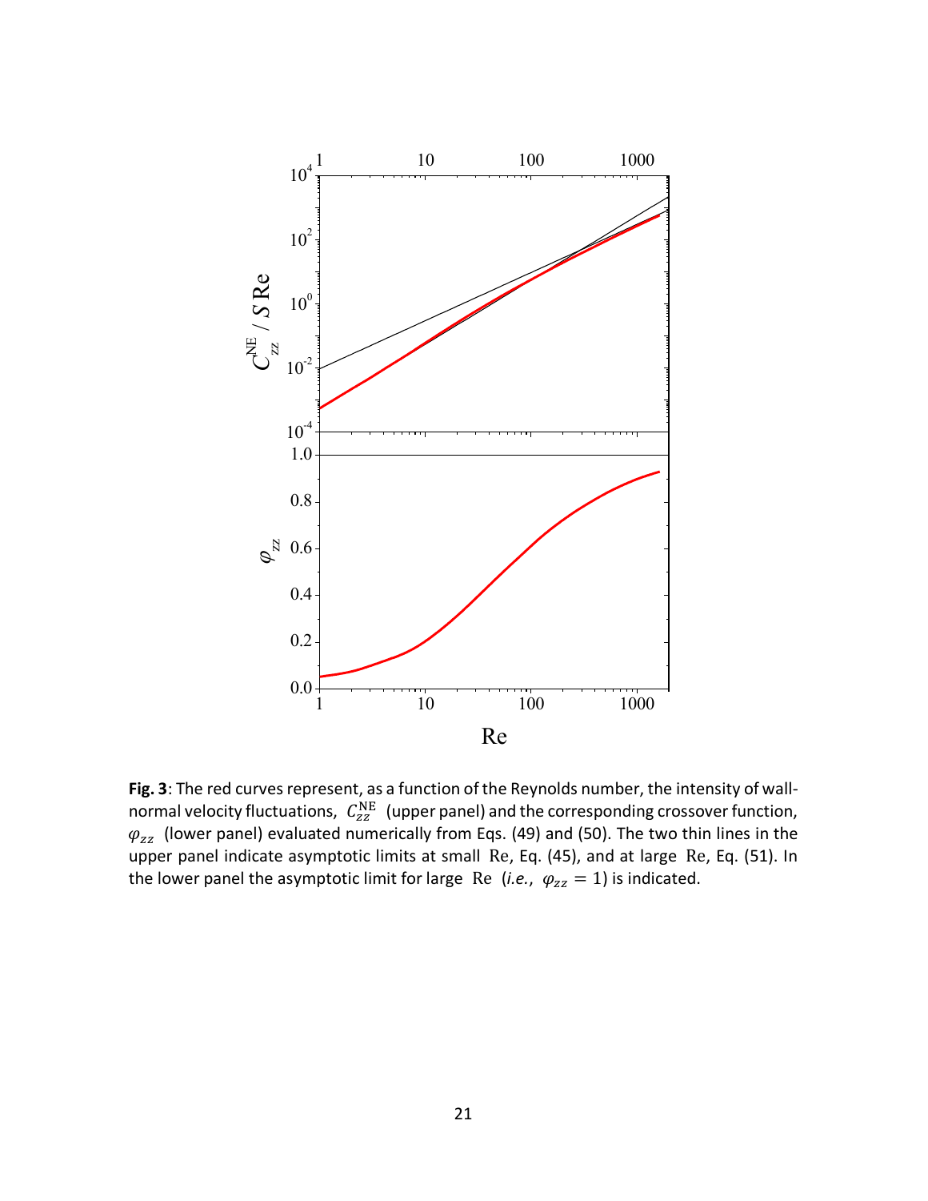**Fig. 3**: The red curves represent, as a function of the Reynolds number, the intensity of wall-normal velocity fluctuations, $C_{zz}^{\mathrm{NE}}$ (upper panel) and the corresponding crossover function, $\varphi_{zz}$ (lower panel) evaluated numerically from Eqs. (49) and (50). The two thin lines in the upper panel indicate asymptotic limits at small $\mathrm{Re}$, Eq. (45), and at large $\mathrm{Re}$, Eq. (51). In the lower panel the asymptotic limit for large $\mathrm{Re}$ (*i.e.*, $\varphi_{zz} = 1$) is indicated.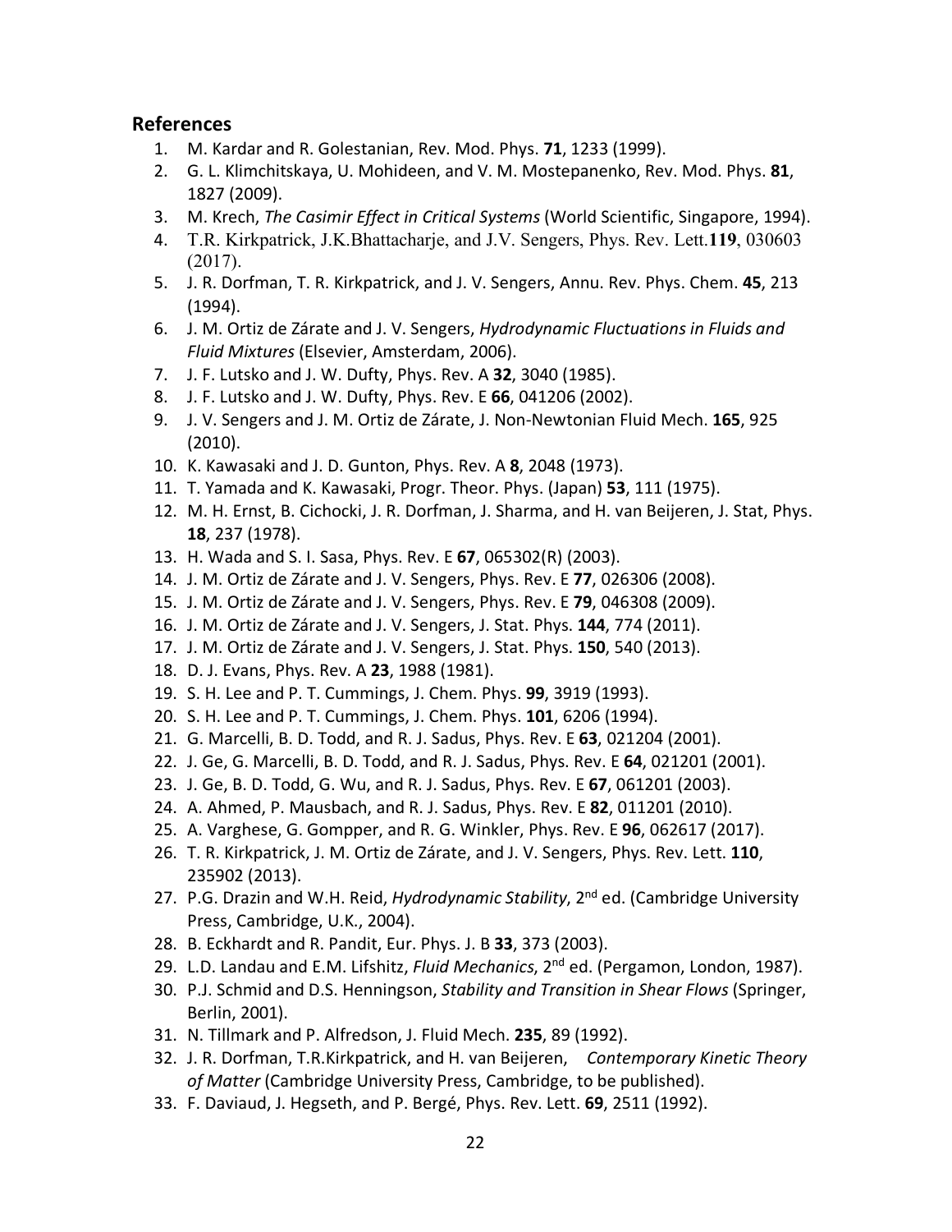## References

1. M. Kardar and R. Golestanian, Rev. Mod. Phys. **71**, 1233 (1999).
2. G. L. Klimchitskaya, U. Mohideen, and V. M. Mostepanenko, Rev. Mod. Phys. **81**, 1827 (2009).
3. M. Krech, *The Casimir Effect in Critical Systems* (World Scientific, Singapore, 1994).
4. T.R. Kirkpatrick, J.K.Bhattacharje, and J.V. Sengers, Phys. Rev. Lett.**119**, 030603 (2017).
5. J. R. Dorfman, T. R. Kirkpatrick, and J. V. Sengers, Annu. Rev. Phys. Chem. **45**, 213 (1994).
6. J. M. Ortiz de Zárate and J. V. Sengers, *Hydrodynamic Fluctuations in Fluids and Fluid Mixtures* (Elsevier, Amsterdam, 2006).
7. J. F. Lutsko and J. W. Dufty, Phys. Rev. A **32**, 3040 (1985).
8. J. F. Lutsko and J. W. Dufty, Phys. Rev. E **66**, 041206 (2002).
9. J. V. Sengers and J. M. Ortiz de Zárate, J. Non-Newtonian Fluid Mech. **165**, 925 (2010).
10. K. Kawasaki and J. D. Gunton, Phys. Rev. A **8**, 2048 (1973).
11. T. Yamada and K. Kawasaki, Progr. Theor. Phys. (Japan) **53**, 111 (1975).
12. M. H. Ernst, B. Cichocki, J. R. Dorfman, J. Sharma, and H. van Beijeren, J. Stat, Phys. **18**, 237 (1978).
13. H. Wada and S. I. Sasa, Phys. Rev. E **67**, 065302(R) (2003).
14. J. M. Ortiz de Zárate and J. V. Sengers, Phys. Rev. E **77**, 026306 (2008).
15. J. M. Ortiz de Zárate and J. V. Sengers, Phys. Rev. E **79**, 046308 (2009).
16. J. M. Ortiz de Zárate and J. V. Sengers, J. Stat. Phys. **144**, 774 (2011).
17. J. M. Ortiz de Zárate and J. V. Sengers, J. Stat. Phys. **150**, 540 (2013).
18. D. J. Evans, Phys. Rev. A **23**, 1988 (1981).
19. S. H. Lee and P. T. Cummings, J. Chem. Phys. **99**, 3919 (1993).
20. S. H. Lee and P. T. Cummings, J. Chem. Phys. **101**, 6206 (1994).
21. G. Marcelli, B. D. Todd, and R. J. Sadus, Phys. Rev. E **63**, 021204 (2001).
22. J. Ge, G. Marcelli, B. D. Todd, and R. J. Sadus, Phys. Rev. E **64**, 021201 (2001).
23. J. Ge, B. D. Todd, G. Wu, and R. J. Sadus, Phys. Rev. E **67**, 061201 (2003).
24. A. Ahmed, P. Mausbach, and R. J. Sadus, Phys. Rev. E **82**, 011201 (2010).
25. A. Varghese, G. Gompper, and R. G. Winkler, Phys. Rev. E **96**, 062617 (2017).
26. T. R. Kirkpatrick, J. M. Ortiz de Zárate, and J. V. Sengers, Phys. Rev. Lett. **110**, 235902 (2013).
27. P.G. Drazin and W.H. Reid, *Hydrodynamic Stability*, 2nd ed. (Cambridge University Press, Cambridge, U.K., 2004).
28. B. Eckhardt and R. Pandit, Eur. Phys. J. B **33**, 373 (2003).
29. L.D. Landau and E.M. Lifshitz, *Fluid Mechanics*, 2nd ed. (Pergamon, London, 1987).
30. P.J. Schmid and D.S. Henningson, *Stability and Transition in Shear Flows* (Springer, Berlin, 2001).
31. N. Tillmark and P. Alfredson, J. Fluid Mech. **235**, 89 (1992).
32. J. R. Dorfman, T.R.Kirkpatrick, and H. van Beijeren, *Contemporary Kinetic Theory of Matter* (Cambridge University Press, Cambridge, to be published).
33. F. Daviaud, J. Hegseth, and P. Bergé, Phys. Rev. Lett. **69**, 2511 (1992).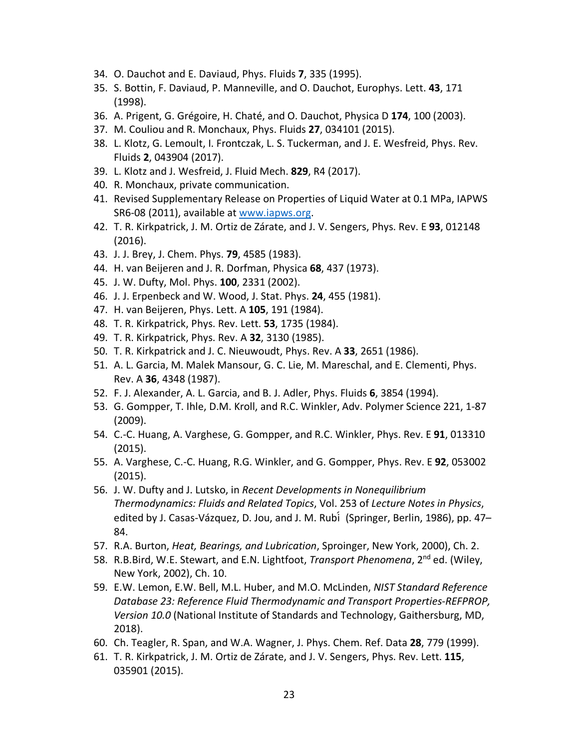34. O. Dauchot and E. Daviaud, Phys. Fluids **7**, 335 (1995).
35. S. Bottin, F. Daviaud, P. Manneville, and O. Dauchot, Europhys. Lett. **43**, 171 (1998).
36. A. Prigent, G. Grégoire, H. Chaté, and O. Dauchot, Physica D **174**, 100 (2003).
37. M. Couliou and R. Monchaux, Phys. Fluids **27**, 034101 (2015).
38. L. Klotz, G. Lemoult, I. Frontczak, L. S. Tuckerman, and J. E. Wesfreid, Phys. Rev. Fluids **2**, 043904 (2017).
39. L. Klotz and J. Wesfreid, J. Fluid Mech. **829**, R4 (2017).
40. R. Monchaux, private communication.
41. Revised Supplementary Release on Properties of Liquid Water at 0.1 MPa, IAPWS SR6-08 (2011), available at www.iapws.org.
42. T. R. Kirkpatrick, J. M. Ortiz de Zárate, and J. V. Sengers, Phys. Rev. E **93**, 012148 (2016).
43. J. J. Brey, J. Chem. Phys. **79**, 4585 (1983).
44. H. van Beijeren and J. R. Dorfman, Physica **68**, 437 (1973).
45. J. W. Dufty, Mol. Phys. **100**, 2331 (2002).
46. J. J. Erpenbeck and W. Wood, J. Stat. Phys. **24**, 455 (1981).
47. H. van Beijeren, Phys. Lett. A **105**, 191 (1984).
48. T. R. Kirkpatrick, Phys. Rev. Lett. **53**, 1735 (1984).
49. T. R. Kirkpatrick, Phys. Rev. A **32**, 3130 (1985).
50. T. R. Kirkpatrick and J. C. Nieuwoudt, Phys. Rev. A **33**, 2651 (1986).
51. A. L. Garcia, M. Malek Mansour, G. C. Lie, M. Mareschal, and E. Clementi, Phys. Rev. A **36**, 4348 (1987).
52. F. J. Alexander, A. L. Garcia, and B. J. Adler, Phys. Fluids **6**, 3854 (1994).
53. G. Gompper, T. Ihle, D.M. Kroll, and R.C. Winkler, Adv. Polymer Science 221, 1-87 (2009).
54. C.-C. Huang, A. Varghese, G. Gompper, and R.C. Winkler, Phys. Rev. E **91**, 013310 (2015).
55. A. Varghese, C.-C. Huang, R.G. Winkler, and G. Gompper, Phys. Rev. E **92**, 053002 (2015).
56. J. W. Dufty and J. Lutsko, in *Recent Developments in Nonequilibrium Thermodynamics: Fluids and Related Topics*, Vol. 253 of *Lecture Notes in Physics*, edited by J. Casas-Vázquez, D. Jou, and J. M. Rubí (Springer, Berlin, 1986), pp. 47–84.
57. R.A. Burton, *Heat, Bearings, and Lubrication*, Sproinger, New York, 2000), Ch. 2.
58. R.B.Bird, W.E. Stewart, and E.N. Lightfoot, *Transport Phenomena*, 2nd ed. (Wiley, New York, 2002), Ch. 10.
59. E.W. Lemon, E.W. Bell, M.L. Huber, and M.O. McLinden, *NIST Standard Reference Database 23: Reference Fluid Thermodynamic and Transport Properties-REFPROP, Version 10.0* (National Institute of Standards and Technology, Gaithersburg, MD, 2018).
60. Ch. Teagler, R. Span, and W.A. Wagner, J. Phys. Chem. Ref. Data **28**, 779 (1999).
61. T. R. Kirkpatrick, J. M. Ortiz de Zárate, and J. V. Sengers, Phys. Rev. Lett. **115**, 035901 (2015).